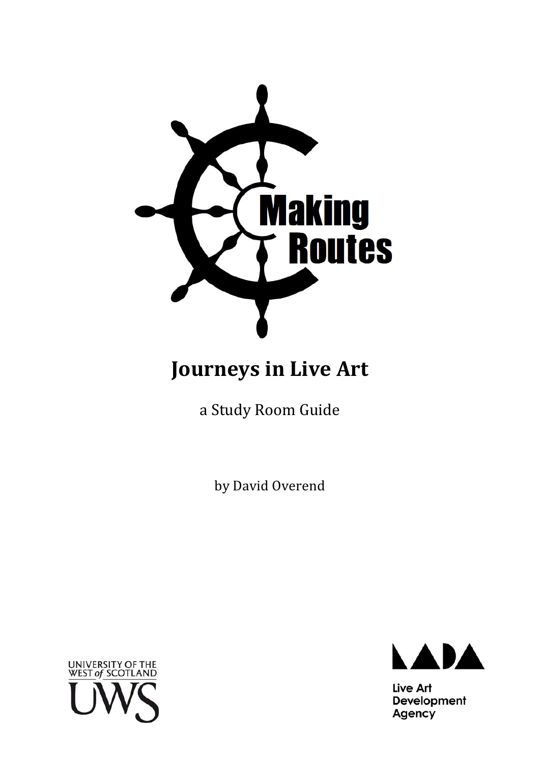Making Routes

# Journeys in Live Art

a Study Room Guide

by David Overend

UNIVERSITY OF THE WEST *of* SCOTLAND

UWS

LADA

Live Art Development Agency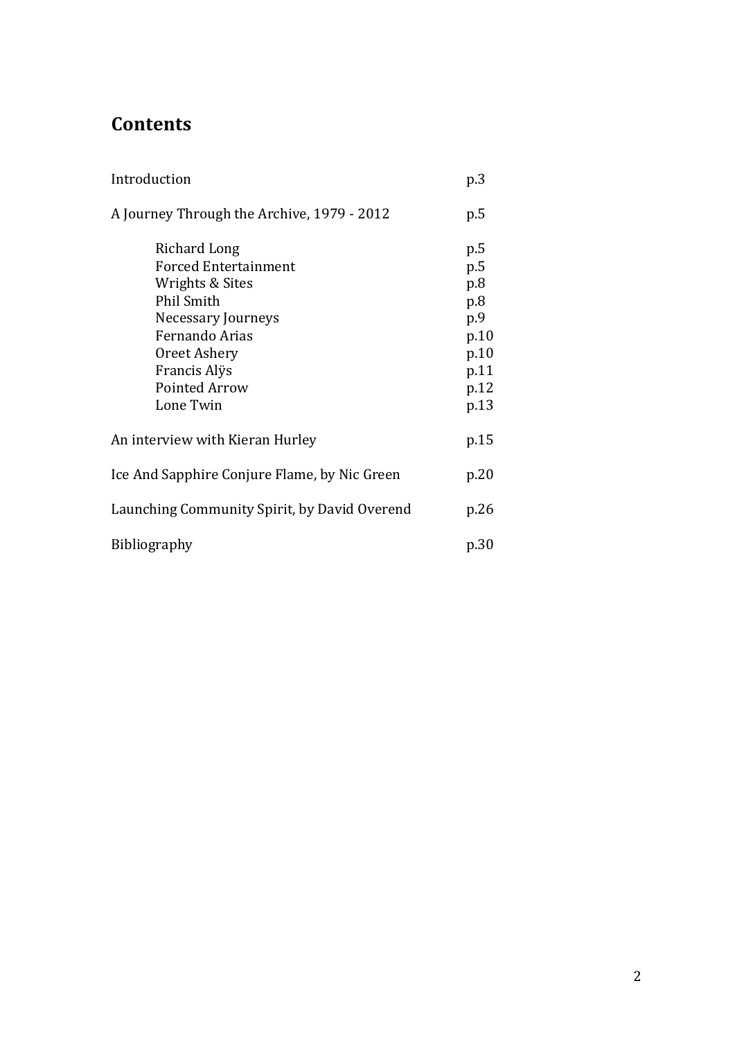# Contents

| | |
|---|---|
| Introduction | p.3 |
| A Journey Through the Archive, 1979 - 2012 | p.5 |
| Richard Long | p.5 |
| Forced Entertainment | p.5 |
| Wrights & Sites | p.8 |
| Phil Smith | p.8 |
| Necessary Journeys | p.9 |
| Fernando Arias | p.10 |
| Oreet Ashery | p.10 |
| Francis Alÿs | p.11 |
| Pointed Arrow | p.12 |
| Lone Twin | p.13 |
| An interview with Kieran Hurley | p.15 |
| Ice And Sapphire Conjure Flame, by Nic Green | p.20 |
| Launching Community Spirit, by David Overend | p.26 |
| Bibliography | p.30 |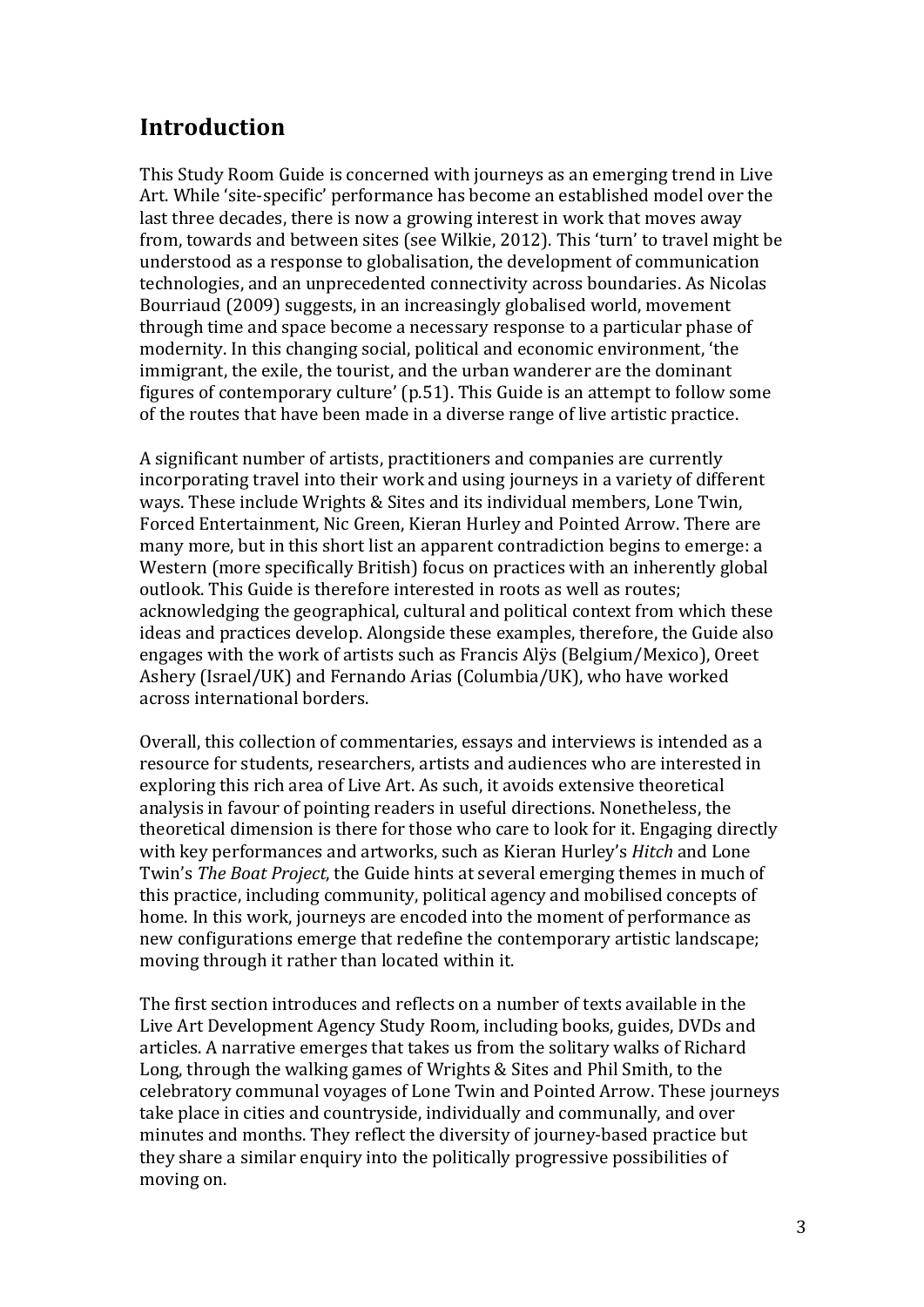## Introduction

This Study Room Guide is concerned with journeys as an emerging trend in Live Art. While 'site-specific' performance has become an established model over the last three decades, there is now a growing interest in work that moves away from, towards and between sites (see Wilkie, 2012). This 'turn' to travel might be understood as a response to globalisation, the development of communication technologies, and an unprecedented connectivity across boundaries. As Nicolas Bourriaud (2009) suggests, in an increasingly globalised world, movement through time and space become a necessary response to a particular phase of modernity. In this changing social, political and economic environment, 'the immigrant, the exile, the tourist, and the urban wanderer are the dominant figures of contemporary culture' (p.51). This Guide is an attempt to follow some of the routes that have been made in a diverse range of live artistic practice.

A significant number of artists, practitioners and companies are currently incorporating travel into their work and using journeys in a variety of different ways. These include Wrights & Sites and its individual members, Lone Twin, Forced Entertainment, Nic Green, Kieran Hurley and Pointed Arrow. There are many more, but in this short list an apparent contradiction begins to emerge: a Western (more specifically British) focus on practices with an inherently global outlook. This Guide is therefore interested in roots as well as routes; acknowledging the geographical, cultural and political context from which these ideas and practices develop. Alongside these examples, therefore, the Guide also engages with the work of artists such as Francis Alÿs (Belgium/Mexico), Oreet Ashery (Israel/UK) and Fernando Arias (Columbia/UK), who have worked across international borders.

Overall, this collection of commentaries, essays and interviews is intended as a resource for students, researchers, artists and audiences who are interested in exploring this rich area of Live Art. As such, it avoids extensive theoretical analysis in favour of pointing readers in useful directions. Nonetheless, the theoretical dimension is there for those who care to look for it. Engaging directly with key performances and artworks, such as Kieran Hurley's *Hitch* and Lone Twin's *The Boat Project*, the Guide hints at several emerging themes in much of this practice, including community, political agency and mobilised concepts of home. In this work, journeys are encoded into the moment of performance as new configurations emerge that redefine the contemporary artistic landscape; moving through it rather than located within it.

The first section introduces and reflects on a number of texts available in the Live Art Development Agency Study Room, including books, guides, DVDs and articles. A narrative emerges that takes us from the solitary walks of Richard Long, through the walking games of Wrights & Sites and Phil Smith, to the celebratory communal voyages of Lone Twin and Pointed Arrow. These journeys take place in cities and countryside, individually and communally, and over minutes and months. They reflect the diversity of journey-based practice but they share a similar enquiry into the politically progressive possibilities of moving on.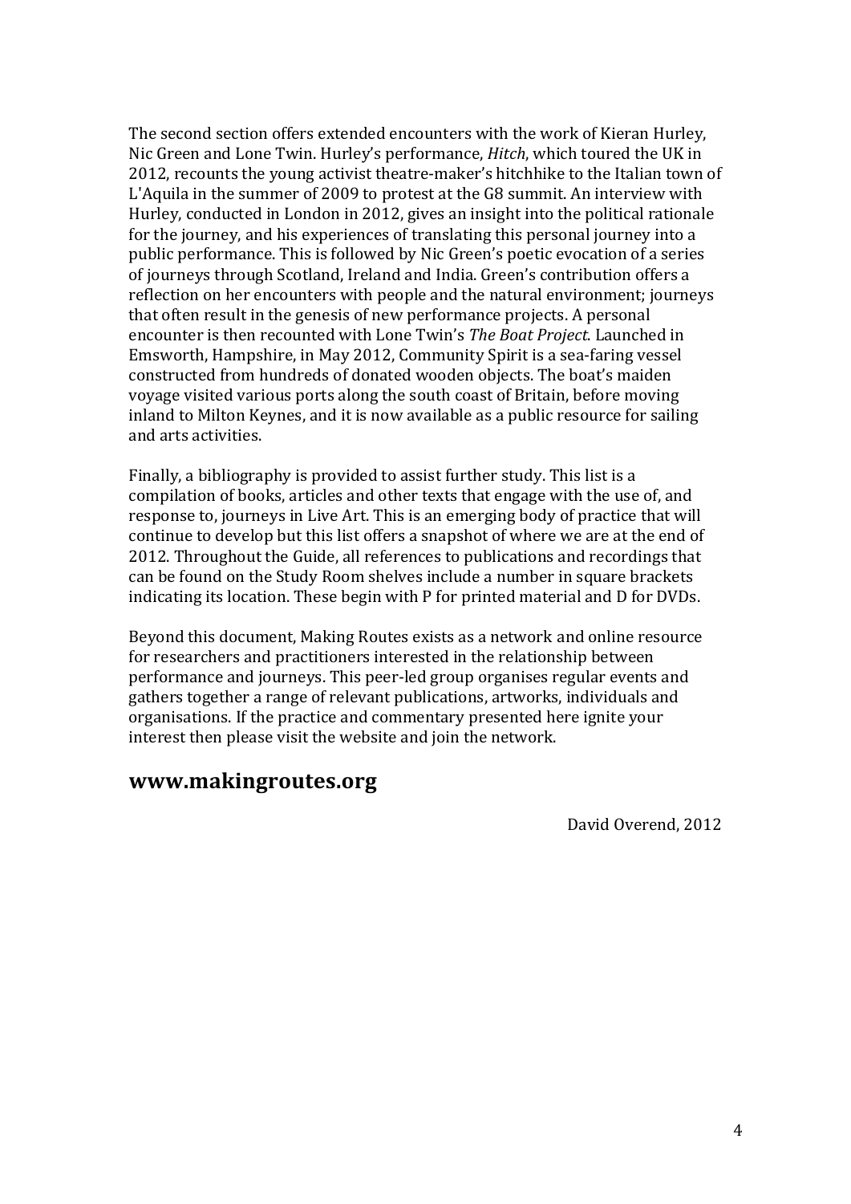The second section offers extended encounters with the work of Kieran Hurley, Nic Green and Lone Twin. Hurley's performance, *Hitch*, which toured the UK in 2012, recounts the young activist theatre-maker's hitchhike to the Italian town of L'Aquila in the summer of 2009 to protest at the G8 summit. An interview with Hurley, conducted in London in 2012, gives an insight into the political rationale for the journey, and his experiences of translating this personal journey into a public performance. This is followed by Nic Green's poetic evocation of a series of journeys through Scotland, Ireland and India. Green's contribution offers a reflection on her encounters with people and the natural environment; journeys that often result in the genesis of new performance projects. A personal encounter is then recounted with Lone Twin's *The Boat Project*. Launched in Emsworth, Hampshire, in May 2012, Community Spirit is a sea-faring vessel constructed from hundreds of donated wooden objects. The boat's maiden voyage visited various ports along the south coast of Britain, before moving inland to Milton Keynes, and it is now available as a public resource for sailing and arts activities.

Finally, a bibliography is provided to assist further study. This list is a compilation of books, articles and other texts that engage with the use of, and response to, journeys in Live Art. This is an emerging body of practice that will continue to develop but this list offers a snapshot of where we are at the end of 2012. Throughout the Guide, all references to publications and recordings that can be found on the Study Room shelves include a number in square brackets indicating its location. These begin with P for printed material and D for DVDs.

Beyond this document, Making Routes exists as a network and online resource for researchers and practitioners interested in the relationship between performance and journeys. This peer-led group organises regular events and gathers together a range of relevant publications, artworks, individuals and organisations. If the practice and commentary presented here ignite your interest then please visit the website and join the network.

## www.makingroutes.org

David Overend, 2012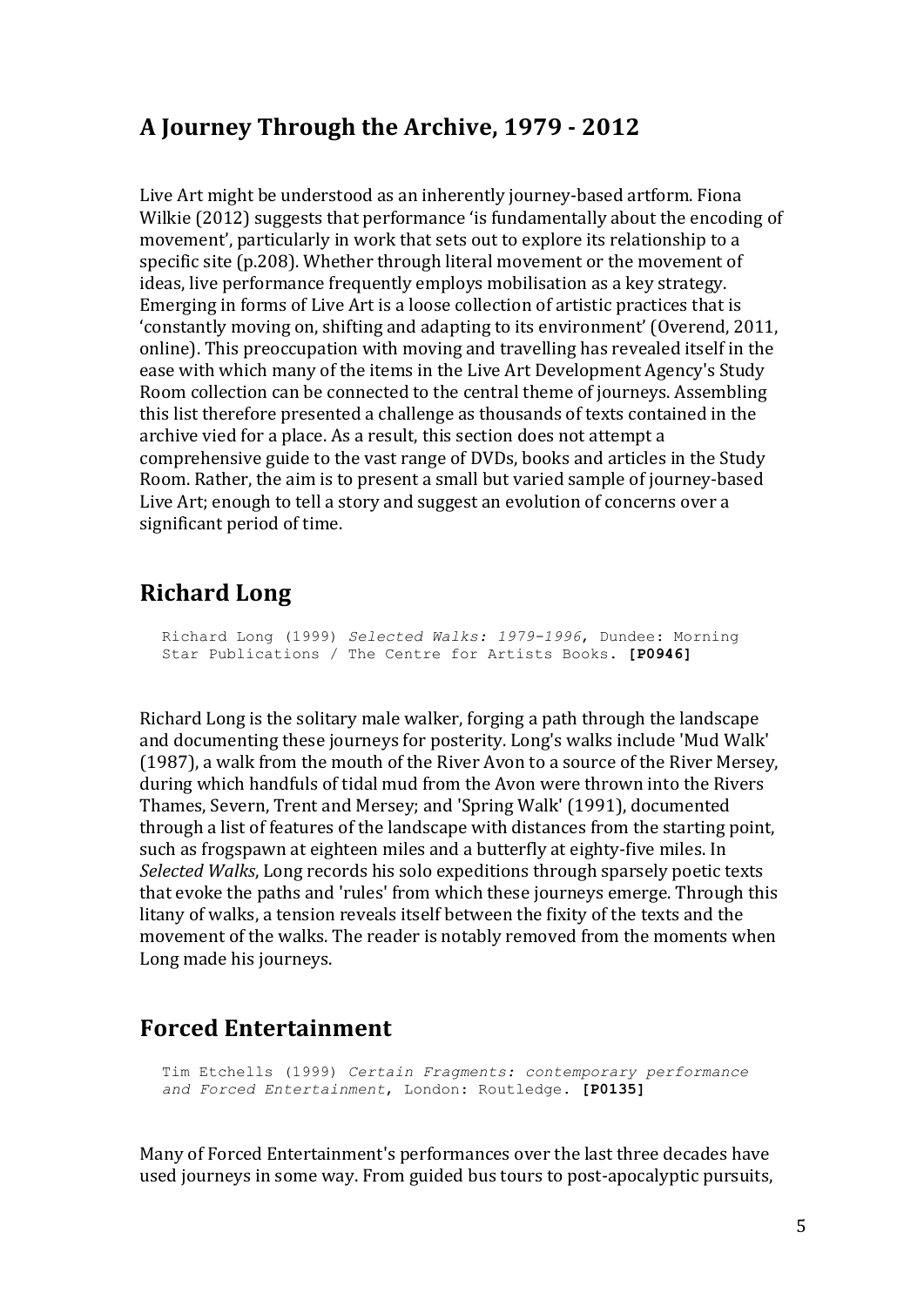## A Journey Through the Archive, 1979 - 2012

Live Art might be understood as an inherently journey-based artform. Fiona Wilkie (2012) suggests that performance 'is fundamentally about the encoding of movement', particularly in work that sets out to explore its relationship to a specific site (p.208). Whether through literal movement or the movement of ideas, live performance frequently employs mobilisation as a key strategy. Emerging in forms of Live Art is a loose collection of artistic practices that is 'constantly moving on, shifting and adapting to its environment' (Overend, 2011, online). This preoccupation with moving and travelling has revealed itself in the ease with which many of the items in the Live Art Development Agency's Study Room collection can be connected to the central theme of journeys. Assembling this list therefore presented a challenge as thousands of texts contained in the archive vied for a place. As a result, this section does not attempt a comprehensive guide to the vast range of DVDs, books and articles in the Study Room. Rather, the aim is to present a small but varied sample of journey-based Live Art; enough to tell a story and suggest an evolution of concerns over a significant period of time.

## Richard Long

Richard Long (1999) *Selected Walks: 1979-1996*, Dundee: Morning Star Publications / The Centre for Artists Books. **[P0946]**

Richard Long is the solitary male walker, forging a path through the landscape and documenting these journeys for posterity. Long's walks include 'Mud Walk' (1987), a walk from the mouth of the River Avon to a source of the River Mersey, during which handfuls of tidal mud from the Avon were thrown into the Rivers Thames, Severn, Trent and Mersey; and 'Spring Walk' (1991), documented through a list of features of the landscape with distances from the starting point, such as frogspawn at eighteen miles and a butterfly at eighty-five miles. In *Selected Walks*, Long records his solo expeditions through sparsely poetic texts that evoke the paths and 'rules' from which these journeys emerge. Through this litany of walks, a tension reveals itself between the fixity of the texts and the movement of the walks. The reader is notably removed from the moments when Long made his journeys.

## Forced Entertainment

Tim Etchells (1999) *Certain Fragments: contemporary performance and Forced Entertainment*, London: Routledge. **[P0135]**

Many of Forced Entertainment's performances over the last three decades have used journeys in some way. From guided bus tours to post-apocalyptic pursuits,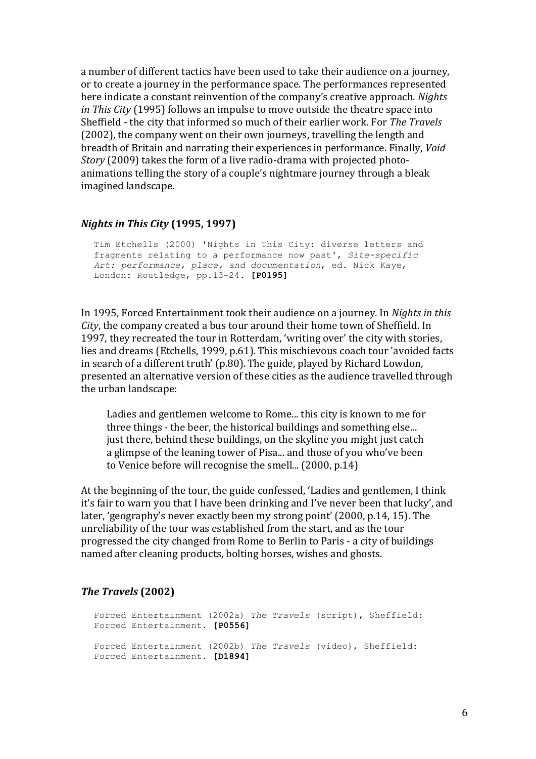a number of different tactics have been used to take their audience on a journey, or to create a journey in the performance space. The performances represented here indicate a constant reinvention of the company's creative approach. *Nights in This City* (1995) follows an impulse to move outside the theatre space into Sheffield - the city that informed so much of their earlier work. For *The Travels* (2002), the company went on their own journeys, travelling the length and breadth of Britain and narrating their experiences in performance. Finally, *Void Story* (2009) takes the form of a live radio-drama with projected photo-animations telling the story of a couple's nightmare journey through a bleak imagined landscape.

### *Nights in This City* (1995, 1997)

> Tim Etchells (2000) 'Nights in This City: diverse letters and fragments relating to a performance now past', *Site-specific Art: performance, place, and documentation*, ed. Nick Kaye, London: Routledge, pp.13-24. **[P0195]**

In 1995, Forced Entertainment took their audience on a journey. In *Nights in this City*, the company created a bus tour around their home town of Sheffield. In 1997, they recreated the tour in Rotterdam, 'writing over' the city with stories, lies and dreams (Etchells, 1999, p.61). This mischievous coach tour 'avoided facts in search of a different truth' (p.80). The guide, played by Richard Lowdon, presented an alternative version of these cities as the audience travelled through the urban landscape:

> Ladies and gentlemen welcome to Rome... this city is known to me for three things - the beer, the historical buildings and something else... just there, behind these buildings, on the skyline you might just catch a glimpse of the leaning tower of Pisa... and those of you who've been to Venice before will recognise the smell... (2000, p.14)

At the beginning of the tour, the guide confessed, 'Ladies and gentlemen, I think it's fair to warn you that I have been drinking and I've never been that lucky', and later, 'geography's never exactly been my strong point' (2000, p.14, 15). The unreliability of the tour was established from the start, and as the tour progressed the city changed from Rome to Berlin to Paris - a city of buildings named after cleaning products, bolting horses, wishes and ghosts.

### *The Travels* (2002)

> Forced Entertainment (2002a) *The Travels* (script), Sheffield: Forced Entertainment. **[P0556]**
>
> Forced Entertainment (2002b) *The Travels* (video), Sheffield: Forced Entertainment. **[D1894]**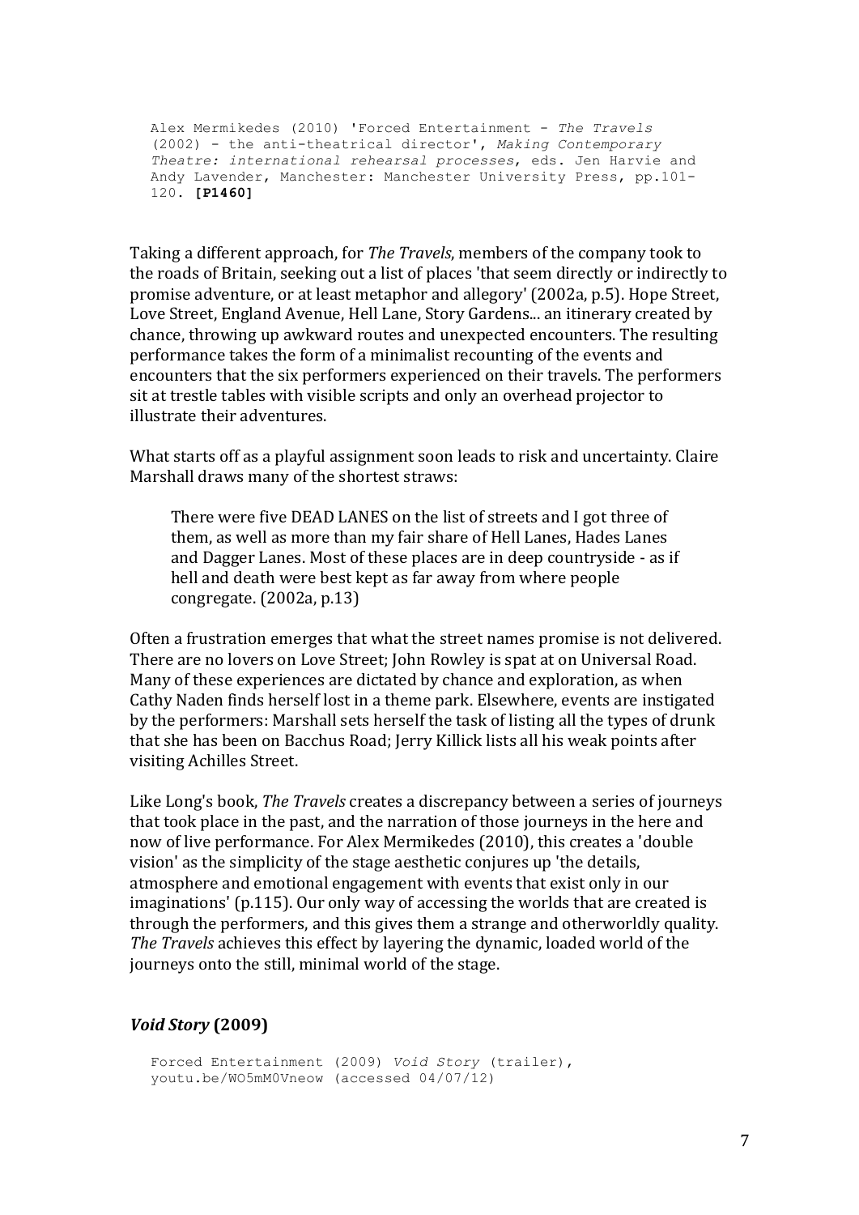```
Alex Mermikedes (2010) 'Forced Entertainment - The Travels
(2002) - the anti-theatrical director', Making Contemporary
Theatre: international rehearsal processes, eds. Jen Harvie and
Andy Lavender, Manchester: Manchester University Press, pp.101-
120. [P1460]
```

Taking a different approach, for *The Travels*, members of the company took to the roads of Britain, seeking out a list of places 'that seem directly or indirectly to promise adventure, or at least metaphor and allegory' (2002a, p.5). Hope Street, Love Street, England Avenue, Hell Lane, Story Gardens... an itinerary created by chance, throwing up awkward routes and unexpected encounters. The resulting performance takes the form of a minimalist recounting of the events and encounters that the six performers experienced on their travels. The performers sit at trestle tables with visible scripts and only an overhead projector to illustrate their adventures.

What starts off as a playful assignment soon leads to risk and uncertainty. Claire Marshall draws many of the shortest straws:

> There were five DEAD LANES on the list of streets and I got three of them, as well as more than my fair share of Hell Lanes, Hades Lanes and Dagger Lanes. Most of these places are in deep countryside - as if hell and death were best kept as far away from where people congregate. (2002a, p.13)

Often a frustration emerges that what the street names promise is not delivered. There are no lovers on Love Street; John Rowley is spat at on Universal Road. Many of these experiences are dictated by chance and exploration, as when Cathy Naden finds herself lost in a theme park. Elsewhere, events are instigated by the performers: Marshall sets herself the task of listing all the types of drunk that she has been on Bacchus Road; Jerry Killick lists all his weak points after visiting Achilles Street.

Like Long's book, *The Travels* creates a discrepancy between a series of journeys that took place in the past, and the narration of those journeys in the here and now of live performance. For Alex Mermikedes (2010), this creates a 'double vision' as the simplicity of the stage aesthetic conjures up 'the details, atmosphere and emotional engagement with events that exist only in our imaginations' (p.115). Our only way of accessing the worlds that are created is through the performers, and this gives them a strange and otherworldly quality. *The Travels* achieves this effect by layering the dynamic, loaded world of the journeys onto the still, minimal world of the stage.

### *Void Story* (2009)

```
Forced Entertainment (2009) Void Story (trailer),
youtu.be/WO5mM0Vneow (accessed 04/07/12)
```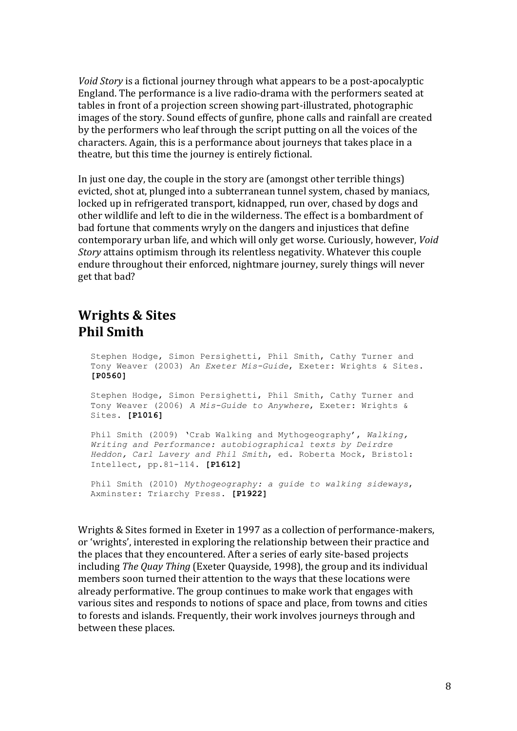*Void Story* is a fictional journey through what appears to be a post-apocalyptic England. The performance is a live radio-drama with the performers seated at tables in front of a projection screen showing part-illustrated, photographic images of the story. Sound effects of gunfire, phone calls and rainfall are created by the performers who leaf through the script putting on all the voices of the characters. Again, this is a performance about journeys that takes place in a theatre, but this time the journey is entirely fictional.

In just one day, the couple in the story are (amongst other terrible things) evicted, shot at, plunged into a subterranean tunnel system, chased by maniacs, locked up in refrigerated transport, kidnapped, run over, chased by dogs and other wildlife and left to die in the wilderness. The effect is a bombardment of bad fortune that comments wryly on the dangers and injustices that define contemporary urban life, and which will only get worse. Curiously, however, *Void Story* attains optimism through its relentless negativity. Whatever this couple endure throughout their enforced, nightmare journey, surely things will never get that bad?

## Wrights & Sites
## Phil Smith

Stephen Hodge, Simon Persighetti, Phil Smith, Cathy Turner and Tony Weaver (2003) *An Exeter Mis-Guide*, Exeter: Wrights & Sites. **[P0560]**

Stephen Hodge, Simon Persighetti, Phil Smith, Cathy Turner and Tony Weaver (2006) *A Mis-Guide to Anywhere*, Exeter: Wrights & Sites. **[P1016]**

Phil Smith (2009) 'Crab Walking and Mythogeography', *Walking, Writing and Performance: autobiographical texts by Deirdre Heddon, Carl Lavery and Phil Smith*, ed. Roberta Mock, Bristol: Intellect, pp.81-114. **[P1612]**

Phil Smith (2010) *Mythogeography: a guide to walking sideways*, Axminster: Triarchy Press. **[P1922]**

Wrights & Sites formed in Exeter in 1997 as a collection of performance-makers, or 'wrights', interested in exploring the relationship between their practice and the places that they encountered. After a series of early site-based projects including *The Quay Thing* (Exeter Quayside, 1998), the group and its individual members soon turned their attention to the ways that these locations were already performative. The group continues to make work that engages with various sites and responds to notions of space and place, from towns and cities to forests and islands. Frequently, their work involves journeys through and between these places.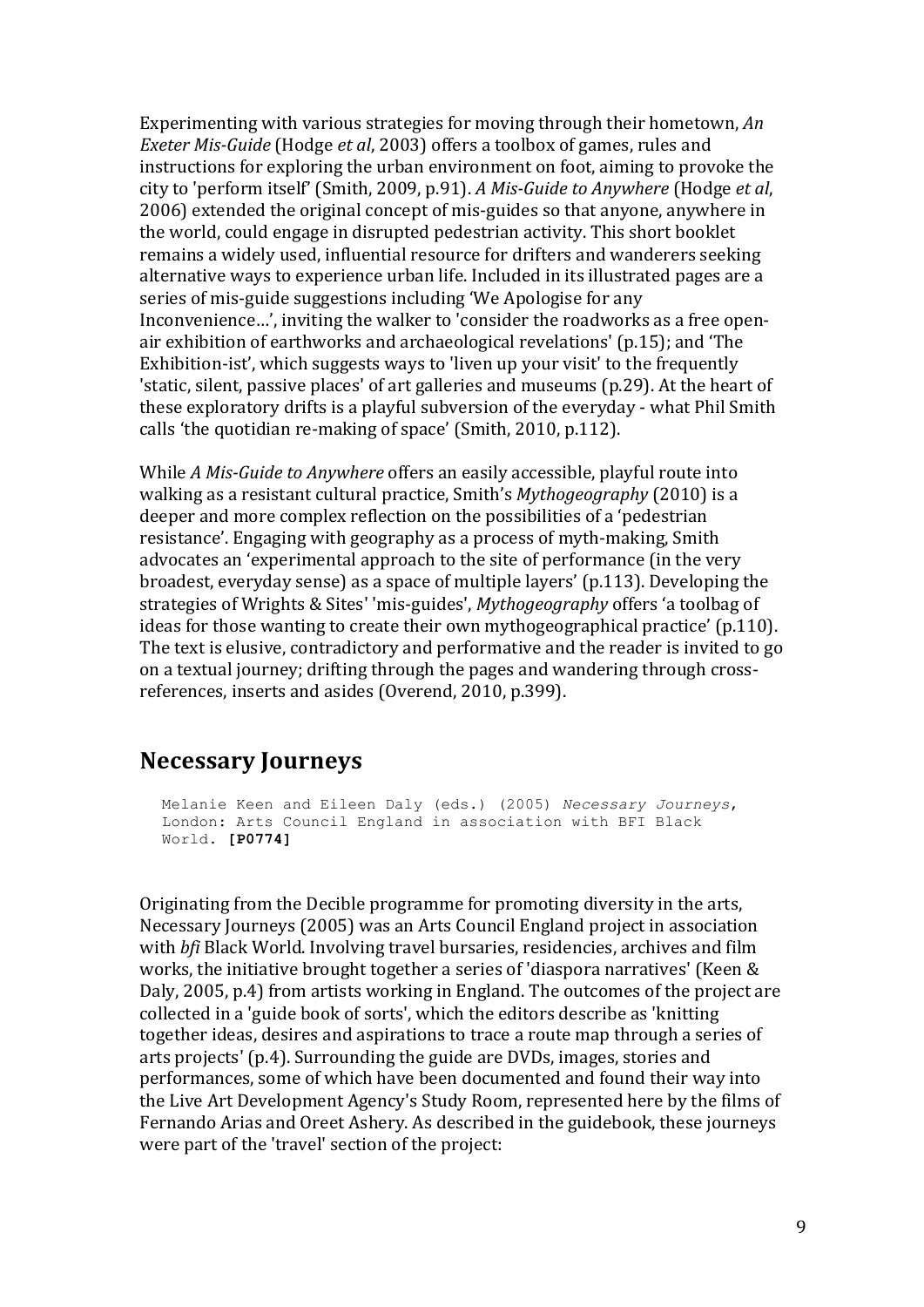Experimenting with various strategies for moving through their hometown, *An Exeter Mis-Guide* (Hodge *et al*, 2003) offers a toolbox of games, rules and instructions for exploring the urban environment on foot, aiming to provoke the city to 'perform itself' (Smith, 2009, p.91). *A Mis-Guide to Anywhere* (Hodge *et al*, 2006) extended the original concept of mis-guides so that anyone, anywhere in the world, could engage in disrupted pedestrian activity. This short booklet remains a widely used, influential resource for drifters and wanderers seeking alternative ways to experience urban life. Included in its illustrated pages are a series of mis-guide suggestions including 'We Apologise for any Inconvenience…', inviting the walker to 'consider the roadworks as a free open-air exhibition of earthworks and archaeological revelations' (p.15); and 'The Exhibition-ist', which suggests ways to 'liven up your visit' to the frequently 'static, silent, passive places' of art galleries and museums (p.29). At the heart of these exploratory drifts is a playful subversion of the everyday - what Phil Smith calls 'the quotidian re-making of space' (Smith, 2010, p.112).

While *A Mis-Guide to Anywhere* offers an easily accessible, playful route into walking as a resistant cultural practice, Smith's *Mythogeography* (2010) is a deeper and more complex reflection on the possibilities of a 'pedestrian resistance'. Engaging with geography as a process of myth-making, Smith advocates an 'experimental approach to the site of performance (in the very broadest, everyday sense) as a space of multiple layers' (p.113). Developing the strategies of Wrights & Sites' 'mis-guides', *Mythogeography* offers 'a toolbag of ideas for those wanting to create their own mythogeographical practice' (p.110). The text is elusive, contradictory and performative and the reader is invited to go on a textual journey; drifting through the pages and wandering through cross-references, inserts and asides (Overend, 2010, p.399).

## Necessary Journeys

Melanie Keen and Eileen Daly (eds.) (2005) *Necessary Journeys*, London: Arts Council England in association with BFI Black World. **[P0774]**

Originating from the Decible programme for promoting diversity in the arts, Necessary Journeys (2005) was an Arts Council England project in association with *bfi* Black World. Involving travel bursaries, residencies, archives and film works, the initiative brought together a series of 'diaspora narratives' (Keen & Daly, 2005, p.4) from artists working in England. The outcomes of the project are collected in a 'guide book of sorts', which the editors describe as 'knitting together ideas, desires and aspirations to trace a route map through a series of arts projects' (p.4). Surrounding the guide are DVDs, images, stories and performances, some of which have been documented and found their way into the Live Art Development Agency's Study Room, represented here by the films of Fernando Arias and Oreet Ashery. As described in the guidebook, these journeys were part of the 'travel' section of the project: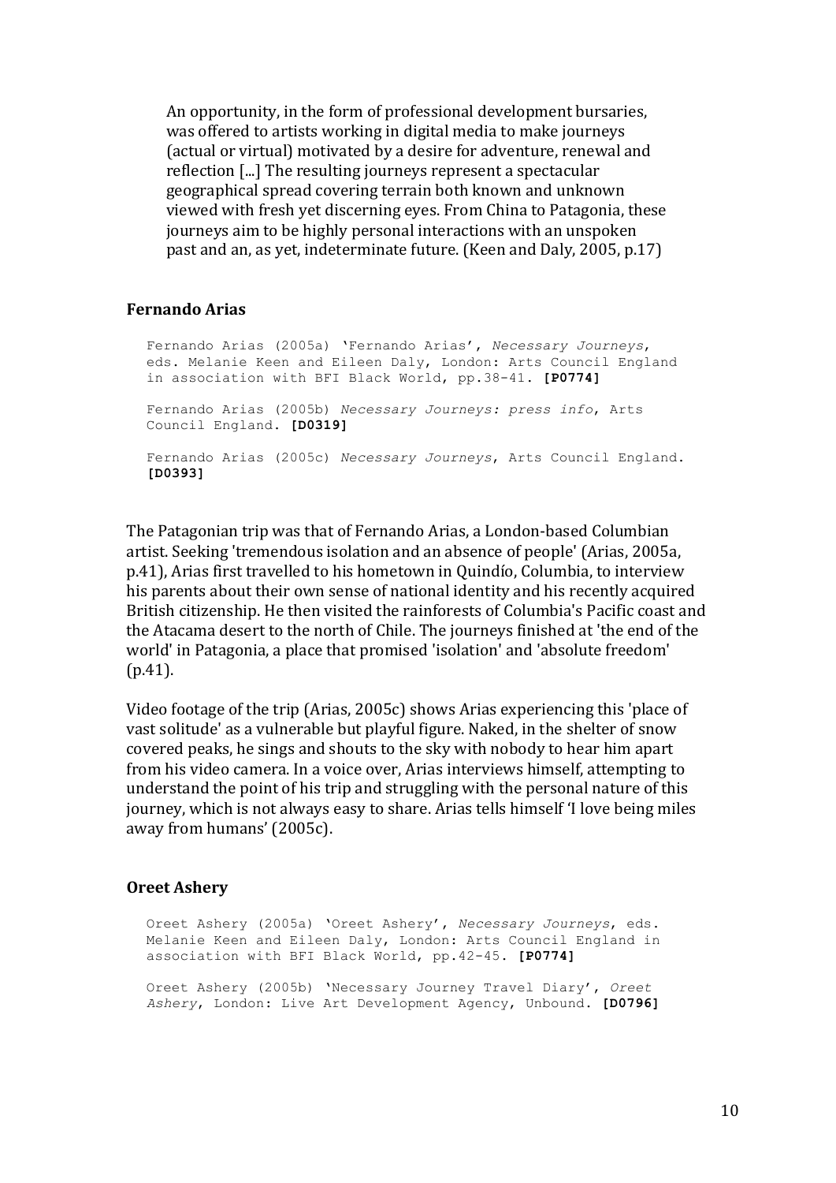> An opportunity, in the form of professional development bursaries, was offered to artists working in digital media to make journeys (actual or virtual) motivated by a desire for adventure, renewal and reflection [...] The resulting journeys represent a spectacular geographical spread covering terrain both known and unknown viewed with fresh yet discerning eyes. From China to Patagonia, these journeys aim to be highly personal interactions with an unspoken past and an, as yet, indeterminate future. (Keen and Daly, 2005, p.17)

### Fernando Arias

Fernando Arias (2005a) 'Fernando Arias', *Necessary Journeys*, eds. Melanie Keen and Eileen Daly, London: Arts Council England in association with BFI Black World, pp.38-41. **[P0774]**

Fernando Arias (2005b) *Necessary Journeys: press info*, Arts Council England. **[D0319]**

Fernando Arias (2005c) *Necessary Journeys*, Arts Council England. **[D0393]**

The Patagonian trip was that of Fernando Arias, a London-based Columbian artist. Seeking 'tremendous isolation and an absence of people' (Arias, 2005a, p.41), Arias first travelled to his hometown in Quindío, Columbia, to interview his parents about their own sense of national identity and his recently acquired British citizenship. He then visited the rainforests of Columbia's Pacific coast and the Atacama desert to the north of Chile. The journeys finished at 'the end of the world' in Patagonia, a place that promised 'isolation' and 'absolute freedom' (p.41).

Video footage of the trip (Arias, 2005c) shows Arias experiencing this 'place of vast solitude' as a vulnerable but playful figure. Naked, in the shelter of snow covered peaks, he sings and shouts to the sky with nobody to hear him apart from his video camera. In a voice over, Arias interviews himself, attempting to understand the point of his trip and struggling with the personal nature of this journey, which is not always easy to share. Arias tells himself 'I love being miles away from humans' (2005c).

### Oreet Ashery

Oreet Ashery (2005a) 'Oreet Ashery', *Necessary Journeys*, eds. Melanie Keen and Eileen Daly, London: Arts Council England in association with BFI Black World, pp.42-45. **[P0774]**

Oreet Ashery (2005b) 'Necessary Journey Travel Diary', *Oreet Ashery*, London: Live Art Development Agency, Unbound. **[D0796]**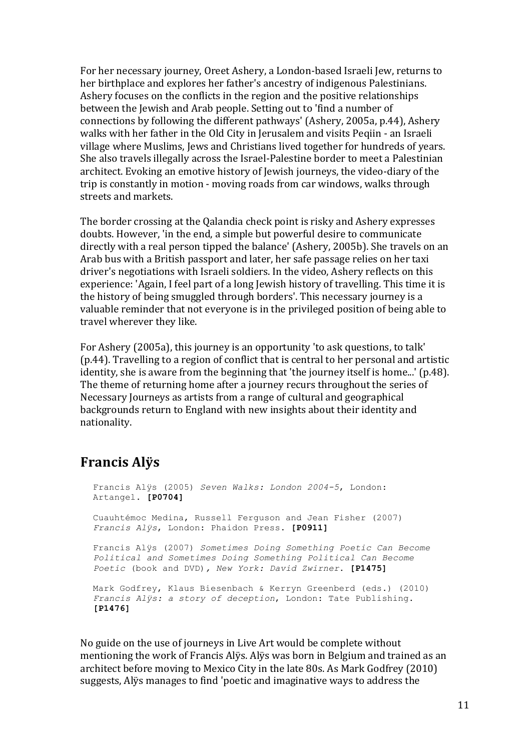For her necessary journey, Oreet Ashery, a London-based Israeli Jew, returns to her birthplace and explores her father's ancestry of indigenous Palestinians. Ashery focuses on the conflicts in the region and the positive relationships between the Jewish and Arab people. Setting out to 'find a number of connections by following the different pathways' (Ashery, 2005a, p.44), Ashery walks with her father in the Old City in Jerusalem and visits Peqiin - an Israeli village where Muslims, Jews and Christians lived together for hundreds of years. She also travels illegally across the Israel-Palestine border to meet a Palestinian architect. Evoking an emotive history of Jewish journeys, the video-diary of the trip is constantly in motion - moving roads from car windows, walks through streets and markets.

The border crossing at the Qalandia check point is risky and Ashery expresses doubts. However, 'in the end, a simple but powerful desire to communicate directly with a real person tipped the balance' (Ashery, 2005b). She travels on an Arab bus with a British passport and later, her safe passage relies on her taxi driver's negotiations with Israeli soldiers. In the video, Ashery reflects on this experience: 'Again, I feel part of a long Jewish history of travelling. This time it is the history of being smuggled through borders'. This necessary journey is a valuable reminder that not everyone is in the privileged position of being able to travel wherever they like.

For Ashery (2005a), this journey is an opportunity 'to ask questions, to talk' (p.44). Travelling to a region of conflict that is central to her personal and artistic identity, she is aware from the beginning that 'the journey itself is home...' (p.48). The theme of returning home after a journey recurs throughout the series of Necessary Journeys as artists from a range of cultural and geographical backgrounds return to England with new insights about their identity and nationality.

## Francis Alÿs

Francis Alÿs (2005) *Seven Walks: London 2004-5*, London: Artangel. **[P0704]**

Cuauhtémoc Medina, Russell Ferguson and Jean Fisher (2007) *Francis Alÿs*, London: Phaidon Press. **[P0911]**

Francis Alÿs (2007) *Sometimes Doing Something Poetic Can Become Political and Sometimes Doing Something Political Can Become Poetic* (book and DVD), *New York: David Zwirner.* **[P1475]**

Mark Godfrey, Klaus Biesenbach & Kerryn Greenberd (eds.) (2010) *Francis Alÿs: a story of deception*, London: Tate Publishing. **[P1476]**

No guide on the use of journeys in Live Art would be complete without mentioning the work of Francis Alÿs. Alÿs was born in Belgium and trained as an architect before moving to Mexico City in the late 80s. As Mark Godfrey (2010) suggests, Alÿs manages to find 'poetic and imaginative ways to address the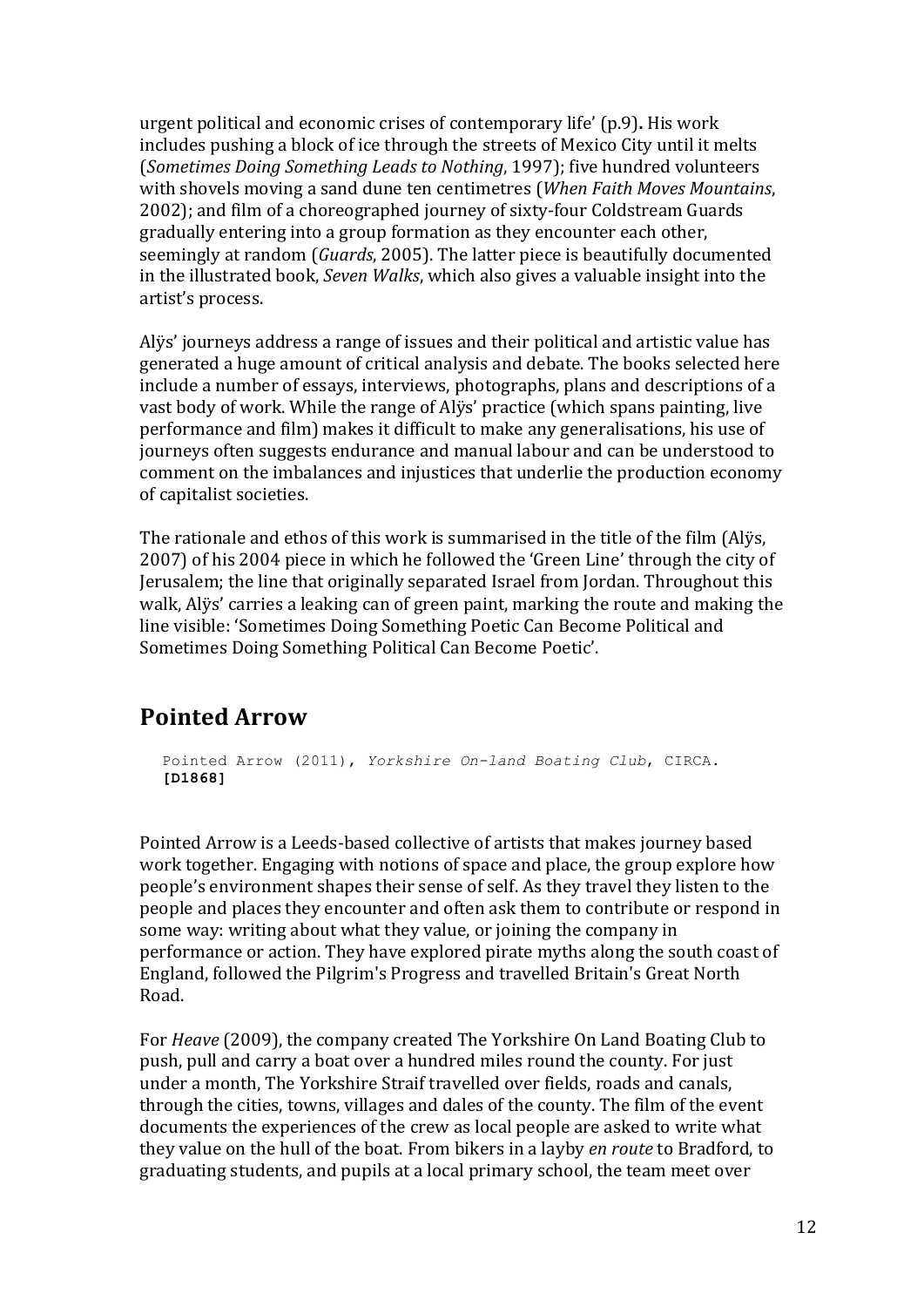urgent political and economic crises of contemporary life' (p.9). His work includes pushing a block of ice through the streets of Mexico City until it melts (*Sometimes Doing Something Leads to Nothing*, 1997); five hundred volunteers with shovels moving a sand dune ten centimetres (*When Faith Moves Mountains*, 2002); and film of a choreographed journey of sixty-four Coldstream Guards gradually entering into a group formation as they encounter each other, seemingly at random (*Guards*, 2005). The latter piece is beautifully documented in the illustrated book, *Seven Walks*, which also gives a valuable insight into the artist's process.

Alÿs' journeys address a range of issues and their political and artistic value has generated a huge amount of critical analysis and debate. The books selected here include a number of essays, interviews, photographs, plans and descriptions of a vast body of work. While the range of Alÿs' practice (which spans painting, live performance and film) makes it difficult to make any generalisations, his use of journeys often suggests endurance and manual labour and can be understood to comment on the imbalances and injustices that underlie the production economy of capitalist societies.

The rationale and ethos of this work is summarised in the title of the film (Alÿs, 2007) of his 2004 piece in which he followed the 'Green Line' through the city of Jerusalem; the line that originally separated Israel from Jordan. Throughout this walk, Alÿs' carries a leaking can of green paint, marking the route and making the line visible: 'Sometimes Doing Something Poetic Can Become Political and Sometimes Doing Something Political Can Become Poetic'.

## Pointed Arrow

Pointed Arrow (2011), *Yorkshire On-land Boating Club*, CIRCA.
**[D1868]**

Pointed Arrow is a Leeds-based collective of artists that makes journey based work together. Engaging with notions of space and place, the group explore how people's environment shapes their sense of self. As they travel they listen to the people and places they encounter and often ask them to contribute or respond in some way: writing about what they value, or joining the company in performance or action. They have explored pirate myths along the south coast of England, followed the Pilgrim's Progress and travelled Britain's Great North Road.

For *Heave* (2009), the company created The Yorkshire On Land Boating Club to push, pull and carry a boat over a hundred miles round the county. For just under a month, The Yorkshire Straif travelled over fields, roads and canals, through the cities, towns, villages and dales of the county. The film of the event documents the experiences of the crew as local people are asked to write what they value on the hull of the boat. From bikers in a layby *en route* to Bradford, to graduating students, and pupils at a local primary school, the team meet over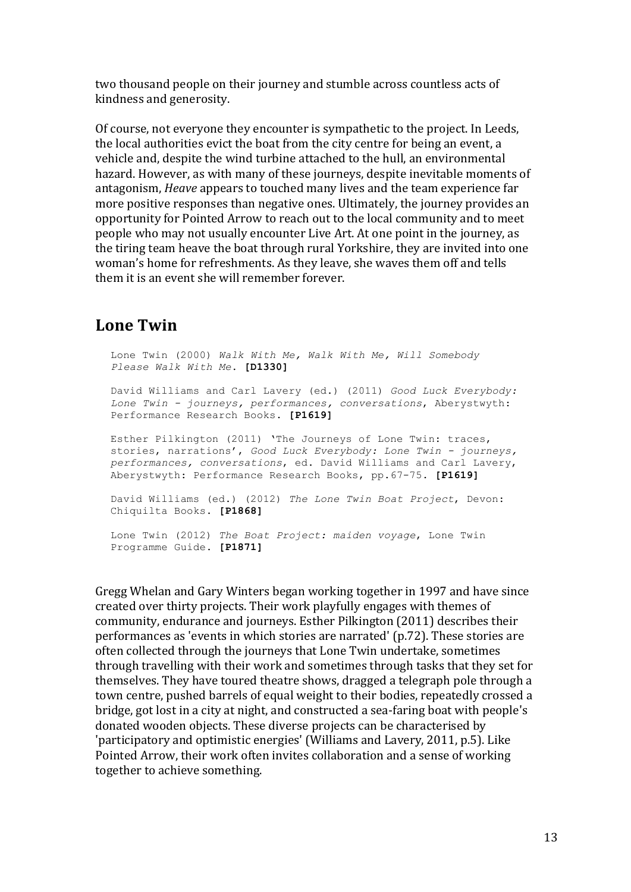two thousand people on their journey and stumble across countless acts of kindness and generosity.

Of course, not everyone they encounter is sympathetic to the project. In Leeds, the local authorities evict the boat from the city centre for being an event, a vehicle and, despite the wind turbine attached to the hull, an environmental hazard. However, as with many of these journeys, despite inevitable moments of antagonism, *Heave* appears to touched many lives and the team experience far more positive responses than negative ones. Ultimately, the journey provides an opportunity for Pointed Arrow to reach out to the local community and to meet people who may not usually encounter Live Art. At one point in the journey, as the tiring team heave the boat through rural Yorkshire, they are invited into one woman's home for refreshments. As they leave, she waves them off and tells them it is an event she will remember forever.

## Lone Twin

Lone Twin (2000) *Walk With Me, Walk With Me, Will Somebody Please Walk With Me*. **[D1330]**

David Williams and Carl Lavery (ed.) (2011) *Good Luck Everybody: Lone Twin - journeys, performances, conversations*, Aberystwyth: Performance Research Books. **[P1619]**

Esther Pilkington (2011) 'The Journeys of Lone Twin: traces, stories, narrations', *Good Luck Everybody: Lone Twin - journeys, performances, conversations*, ed. David Williams and Carl Lavery, Aberystwyth: Performance Research Books, pp.67-75. **[P1619]**

David Williams (ed.) (2012) *The Lone Twin Boat Project*, Devon: Chiquilta Books. **[P1868]**

Lone Twin (2012) *The Boat Project: maiden voyage*, Lone Twin Programme Guide. **[P1871]**

Gregg Whelan and Gary Winters began working together in 1997 and have since created over thirty projects. Their work playfully engages with themes of community, endurance and journeys. Esther Pilkington (2011) describes their performances as 'events in which stories are narrated' (p.72). These stories are often collected through the journeys that Lone Twin undertake, sometimes through travelling with their work and sometimes through tasks that they set for themselves. They have toured theatre shows, dragged a telegraph pole through a town centre, pushed barrels of equal weight to their bodies, repeatedly crossed a bridge, got lost in a city at night, and constructed a sea-faring boat with people's donated wooden objects. These diverse projects can be characterised by 'participatory and optimistic energies' (Williams and Lavery, 2011, p.5). Like Pointed Arrow, their work often invites collaboration and a sense of working together to achieve something.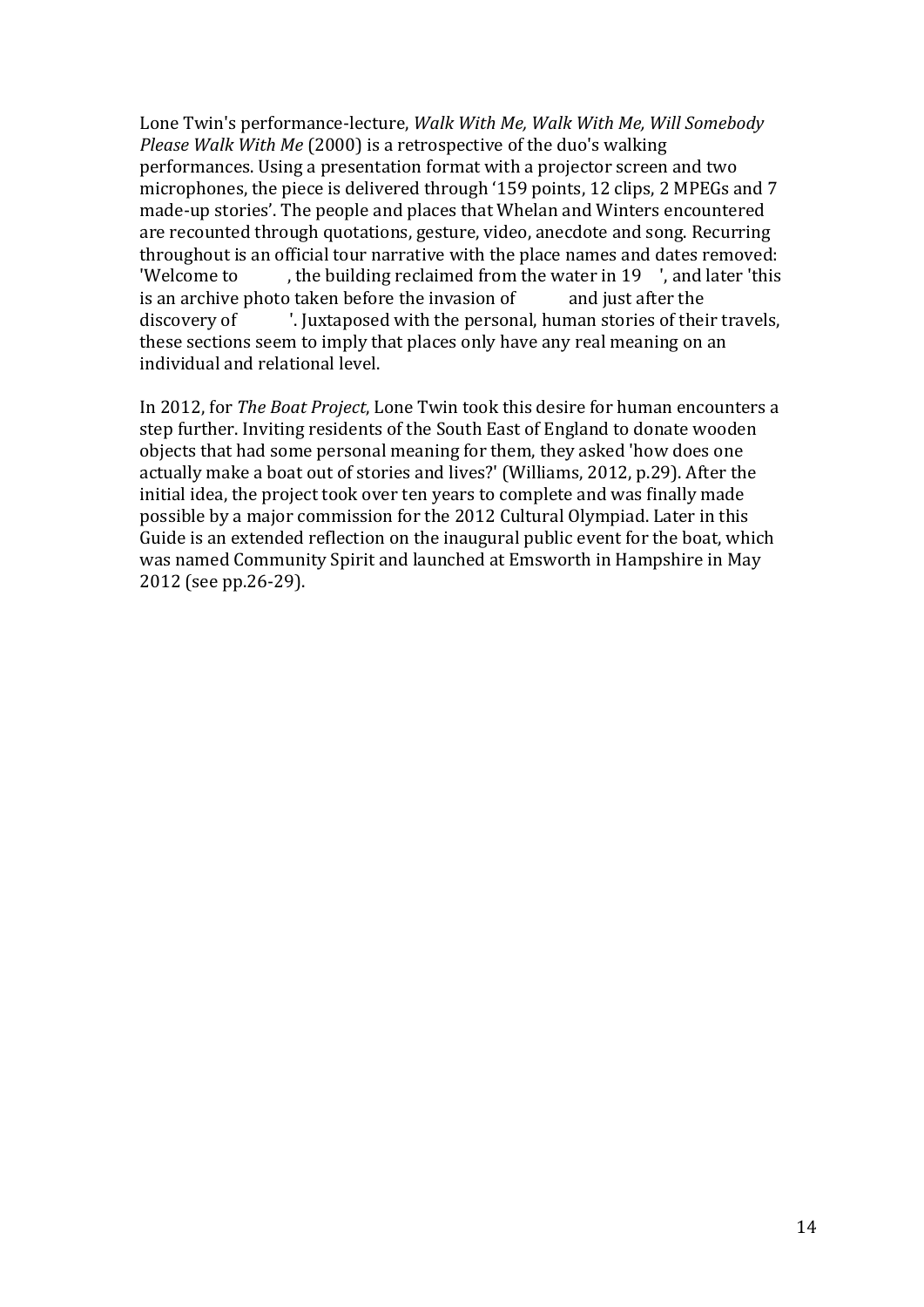Lone Twin's performance-lecture, *Walk With Me, Walk With Me, Will Somebody Please Walk With Me* (2000) is a retrospective of the duo's walking performances. Using a presentation format with a projector screen and two microphones, the piece is delivered through '159 points, 12 clips, 2 MPEGs and 7 made-up stories'. The people and places that Whelan and Winters encountered are recounted through quotations, gesture, video, anecdote and song. Recurring throughout is an official tour narrative with the place names and dates removed: 'Welcome to          , the building reclaimed from the water in 19    ', and later 'this is an archive photo taken before the invasion of          and just after the discovery of          '. Juxtaposed with the personal, human stories of their travels, these sections seem to imply that places only have any real meaning on an individual and relational level.

In 2012, for *The Boat Project*, Lone Twin took this desire for human encounters a step further. Inviting residents of the South East of England to donate wooden objects that had some personal meaning for them, they asked 'how does one actually make a boat out of stories and lives?' (Williams, 2012, p.29). After the initial idea, the project took over ten years to complete and was finally made possible by a major commission for the 2012 Cultural Olympiad. Later in this Guide is an extended reflection on the inaugural public event for the boat, which was named Community Spirit and launched at Emsworth in Hampshire in May 2012 (see pp.26-29).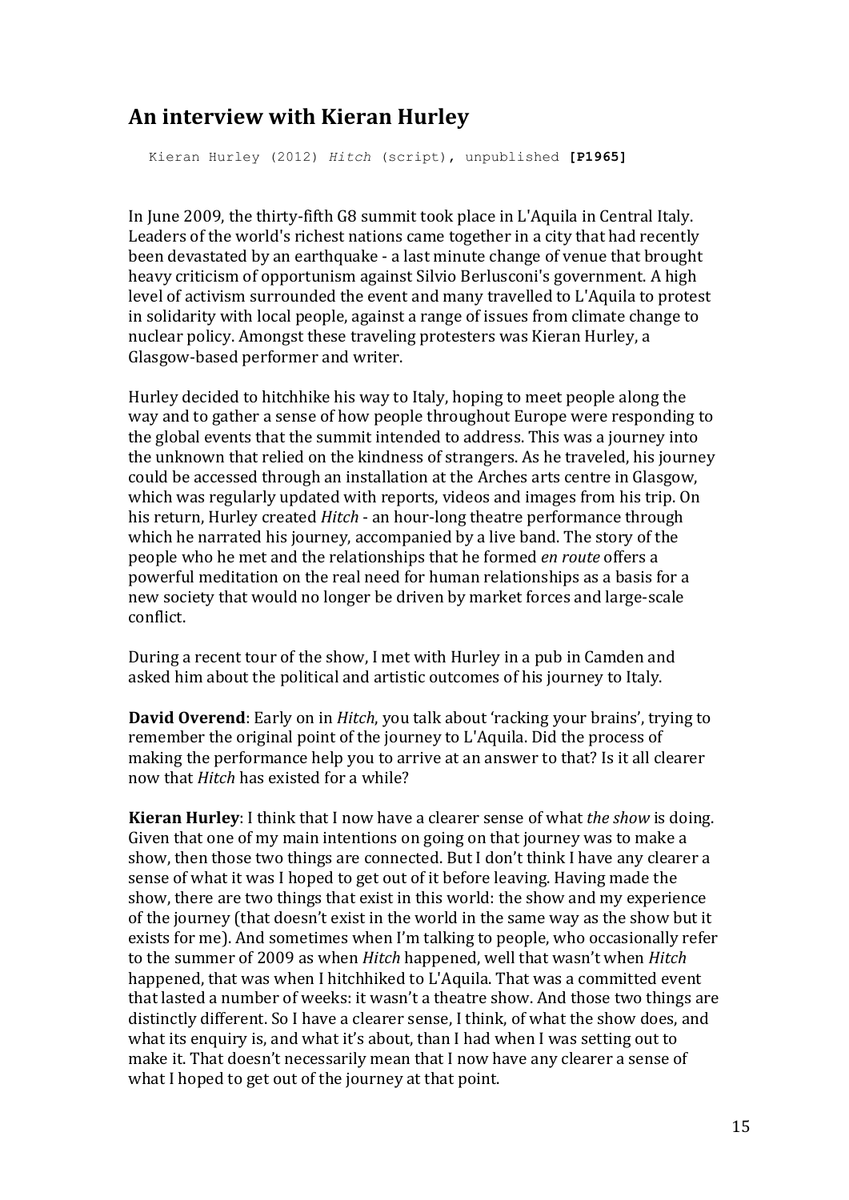## An interview with Kieran Hurley

Kieran Hurley (2012) *Hitch* (script), unpublished **[P1965]**

In June 2009, the thirty-fifth G8 summit took place in L'Aquila in Central Italy. Leaders of the world's richest nations came together in a city that had recently been devastated by an earthquake - a last minute change of venue that brought heavy criticism of opportunism against Silvio Berlusconi's government. A high level of activism surrounded the event and many travelled to L'Aquila to protest in solidarity with local people, against a range of issues from climate change to nuclear policy. Amongst these traveling protesters was Kieran Hurley, a Glasgow-based performer and writer.

Hurley decided to hitchhike his way to Italy, hoping to meet people along the way and to gather a sense of how people throughout Europe were responding to the global events that the summit intended to address. This was a journey into the unknown that relied on the kindness of strangers. As he traveled, his journey could be accessed through an installation at the Arches arts centre in Glasgow, which was regularly updated with reports, videos and images from his trip. On his return, Hurley created *Hitch* - an hour-long theatre performance through which he narrated his journey, accompanied by a live band. The story of the people who he met and the relationships that he formed *en route* offers a powerful meditation on the real need for human relationships as a basis for a new society that would no longer be driven by market forces and large-scale conflict.

During a recent tour of the show, I met with Hurley in a pub in Camden and asked him about the political and artistic outcomes of his journey to Italy.

**David Overend**: Early on in *Hitch*, you talk about 'racking your brains', trying to remember the original point of the journey to L'Aquila. Did the process of making the performance help you to arrive at an answer to that? Is it all clearer now that *Hitch* has existed for a while?

**Kieran Hurley**: I think that I now have a clearer sense of what *the show* is doing. Given that one of my main intentions on going on that journey was to make a show, then those two things are connected. But I don't think I have any clearer a sense of what it was I hoped to get out of it before leaving. Having made the show, there are two things that exist in this world: the show and my experience of the journey (that doesn't exist in the world in the same way as the show but it exists for me). And sometimes when I'm talking to people, who occasionally refer to the summer of 2009 as when *Hitch* happened, well that wasn't when *Hitch* happened, that was when I hitchhiked to L'Aquila. That was a committed event that lasted a number of weeks: it wasn't a theatre show. And those two things are distinctly different. So I have a clearer sense, I think, of what the show does, and what its enquiry is, and what it's about, than I had when I was setting out to make it. That doesn't necessarily mean that I now have any clearer a sense of what I hoped to get out of the journey at that point.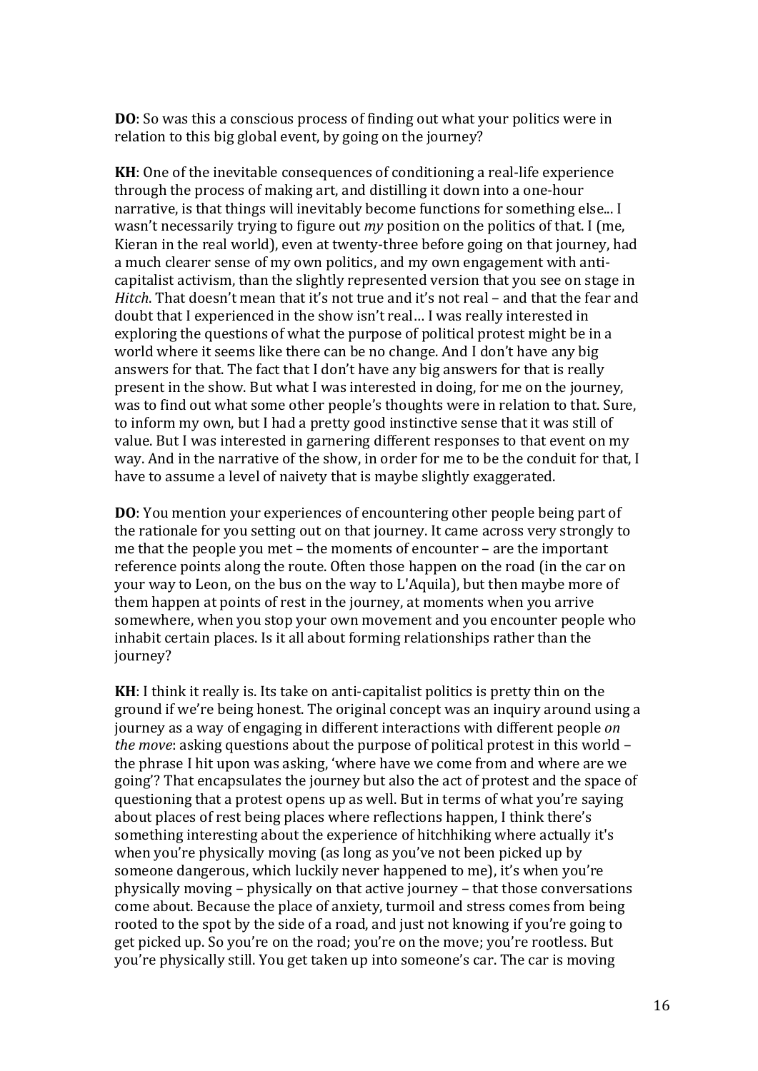**DO**: So was this a conscious process of finding out what your politics were in relation to this big global event, by going on the journey?

**KH**: One of the inevitable consequences of conditioning a real-life experience through the process of making art, and distilling it down into a one-hour narrative, is that things will inevitably become functions for something else... I wasn't necessarily trying to figure out *my* position on the politics of that. I (me, Kieran in the real world), even at twenty-three before going on that journey, had a much clearer sense of my own politics, and my own engagement with anti-capitalist activism, than the slightly represented version that you see on stage in *Hitch*. That doesn't mean that it's not true and it's not real – and that the fear and doubt that I experienced in the show isn't real… I was really interested in exploring the questions of what the purpose of political protest might be in a world where it seems like there can be no change. And I don't have any big answers for that. The fact that I don't have any big answers for that is really present in the show. But what I was interested in doing, for me on the journey, was to find out what some other people's thoughts were in relation to that. Sure, to inform my own, but I had a pretty good instinctive sense that it was still of value. But I was interested in garnering different responses to that event on my way. And in the narrative of the show, in order for me to be the conduit for that, I have to assume a level of naivety that is maybe slightly exaggerated.

**DO**: You mention your experiences of encountering other people being part of the rationale for you setting out on that journey. It came across very strongly to me that the people you met – the moments of encounter – are the important reference points along the route. Often those happen on the road (in the car on your way to Leon, on the bus on the way to L'Aquila), but then maybe more of them happen at points of rest in the journey, at moments when you arrive somewhere, when you stop your own movement and you encounter people who inhabit certain places. Is it all about forming relationships rather than the journey?

**KH**: I think it really is. Its take on anti-capitalist politics is pretty thin on the ground if we're being honest. The original concept was an inquiry around using a journey as a way of engaging in different interactions with different people *on the move*: asking questions about the purpose of political protest in this world – the phrase I hit upon was asking, 'where have we come from and where are we going'? That encapsulates the journey but also the act of protest and the space of questioning that a protest opens up as well. But in terms of what you're saying about places of rest being places where reflections happen, I think there's something interesting about the experience of hitchhiking where actually it's when you're physically moving (as long as you've not been picked up by someone dangerous, which luckily never happened to me), it's when you're physically moving – physically on that active journey – that those conversations come about. Because the place of anxiety, turmoil and stress comes from being rooted to the spot by the side of a road, and just not knowing if you're going to get picked up. So you're on the road; you're on the move; you're rootless. But you're physically still. You get taken up into someone's car. The car is moving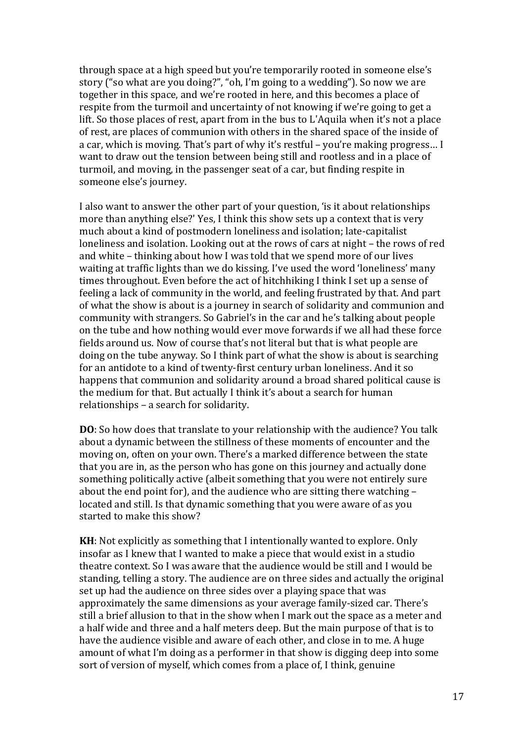through space at a high speed but you're temporarily rooted in someone else's story ("so what are you doing?", "oh, I'm going to a wedding"). So now we are together in this space, and we're rooted in here, and this becomes a place of respite from the turmoil and uncertainty of not knowing if we're going to get a lift. So those places of rest, apart from in the bus to L'Aquila when it's not a place of rest, are places of communion with others in the shared space of the inside of a car, which is moving. That's part of why it's restful – you're making progress… I want to draw out the tension between being still and rootless and in a place of turmoil, and moving, in the passenger seat of a car, but finding respite in someone else's journey.

I also want to answer the other part of your question, 'is it about relationships more than anything else?' Yes, I think this show sets up a context that is very much about a kind of postmodern loneliness and isolation; late-capitalist loneliness and isolation. Looking out at the rows of cars at night – the rows of red and white – thinking about how I was told that we spend more of our lives waiting at traffic lights than we do kissing. I've used the word 'loneliness' many times throughout. Even before the act of hitchhiking I think I set up a sense of feeling a lack of community in the world, and feeling frustrated by that. And part of what the show is about is a journey in search of solidarity and communion and community with strangers. So Gabriel's in the car and he's talking about people on the tube and how nothing would ever move forwards if we all had these force fields around us. Now of course that's not literal but that is what people are doing on the tube anyway. So I think part of what the show is about is searching for an antidote to a kind of twenty-first century urban loneliness. And it so happens that communion and solidarity around a broad shared political cause is the medium for that. But actually I think it's about a search for human relationships – a search for solidarity.

**DO**: So how does that translate to your relationship with the audience? You talk about a dynamic between the stillness of these moments of encounter and the moving on, often on your own. There's a marked difference between the state that you are in, as the person who has gone on this journey and actually done something politically active (albeit something that you were not entirely sure about the end point for), and the audience who are sitting there watching – located and still. Is that dynamic something that you were aware of as you started to make this show?

**KH**: Not explicitly as something that I intentionally wanted to explore. Only insofar as I knew that I wanted to make a piece that would exist in a studio theatre context. So I was aware that the audience would be still and I would be standing, telling a story. The audience are on three sides and actually the original set up had the audience on three sides over a playing space that was approximately the same dimensions as your average family-sized car. There's still a brief allusion to that in the show when I mark out the space as a meter and a half wide and three and a half meters deep. But the main purpose of that is to have the audience visible and aware of each other, and close in to me. A huge amount of what I'm doing as a performer in that show is digging deep into some sort of version of myself, which comes from a place of, I think, genuine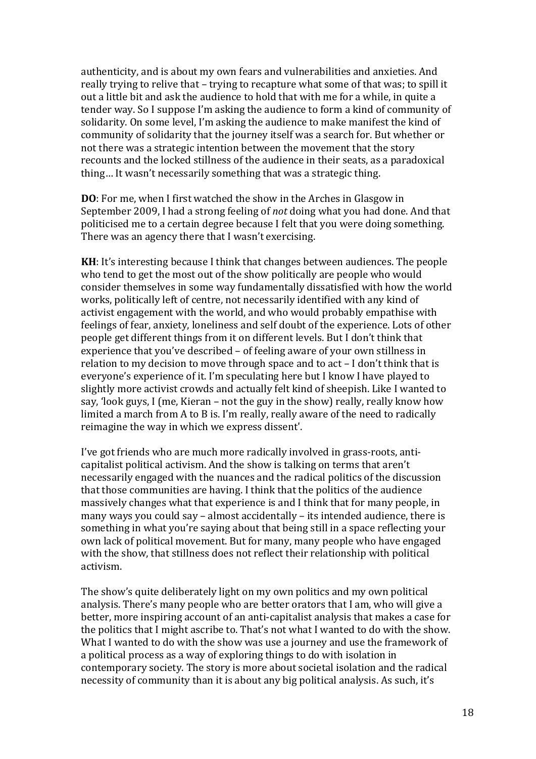authenticity, and is about my own fears and vulnerabilities and anxieties. And really trying to relive that – trying to recapture what some of that was; to spill it out a little bit and ask the audience to hold that with me for a while, in quite a tender way. So I suppose I'm asking the audience to form a kind of community of solidarity. On some level, I'm asking the audience to make manifest the kind of community of solidarity that the journey itself was a search for. But whether or not there was a strategic intention between the movement that the story recounts and the locked stillness of the audience in their seats, as a paradoxical thing… It wasn't necessarily something that was a strategic thing.

**DO**: For me, when I first watched the show in the Arches in Glasgow in September 2009, I had a strong feeling of *not* doing what you had done. And that politicised me to a certain degree because I felt that you were doing something. There was an agency there that I wasn't exercising.

**KH**: It's interesting because I think that changes between audiences. The people who tend to get the most out of the show politically are people who would consider themselves in some way fundamentally dissatisfied with how the world works, politically left of centre, not necessarily identified with any kind of activist engagement with the world, and who would probably empathise with feelings of fear, anxiety, loneliness and self doubt of the experience. Lots of other people get different things from it on different levels. But I don't think that experience that you've described – of feeling aware of your own stillness in relation to my decision to move through space and to act – I don't think that is everyone's experience of it. I'm speculating here but I know I have played to slightly more activist crowds and actually felt kind of sheepish. Like I wanted to say, 'look guys, I (me, Kieran – not the guy in the show) really, really know how limited a march from A to B is. I'm really, really aware of the need to radically reimagine the way in which we express dissent'.

I've got friends who are much more radically involved in grass-roots, anti-capitalist political activism. And the show is talking on terms that aren't necessarily engaged with the nuances and the radical politics of the discussion that those communities are having. I think that the politics of the audience massively changes what that experience is and I think that for many people, in many ways you could say – almost accidentally – its intended audience, there is something in what you're saying about that being still in a space reflecting your own lack of political movement. But for many, many people who have engaged with the show, that stillness does not reflect their relationship with political activism.

The show's quite deliberately light on my own politics and my own political analysis. There's many people who are better orators that I am, who will give a better, more inspiring account of an anti-capitalist analysis that makes a case for the politics that I might ascribe to. That's not what I wanted to do with the show. What I wanted to do with the show was use a journey and use the framework of a political process as a way of exploring things to do with isolation in contemporary society. The story is more about societal isolation and the radical necessity of community than it is about any big political analysis. As such, it's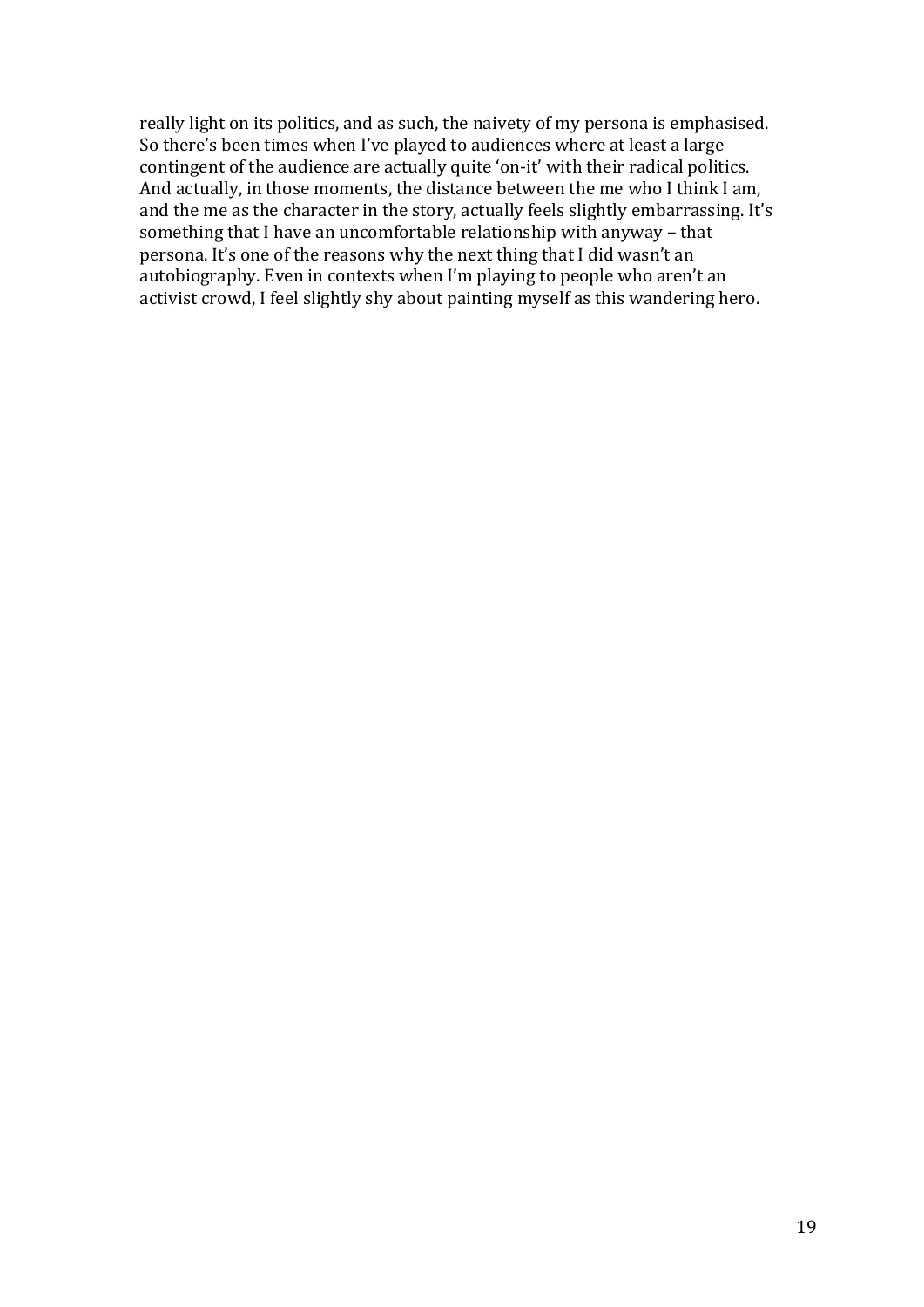really light on its politics, and as such, the naivety of my persona is emphasised. So there's been times when I've played to audiences where at least a large contingent of the audience are actually quite 'on-it' with their radical politics. And actually, in those moments, the distance between the me who I think I am, and the me as the character in the story, actually feels slightly embarrassing. It's something that I have an uncomfortable relationship with anyway – that persona. It's one of the reasons why the next thing that I did wasn't an autobiography. Even in contexts when I'm playing to people who aren't an activist crowd, I feel slightly shy about painting myself as this wandering hero.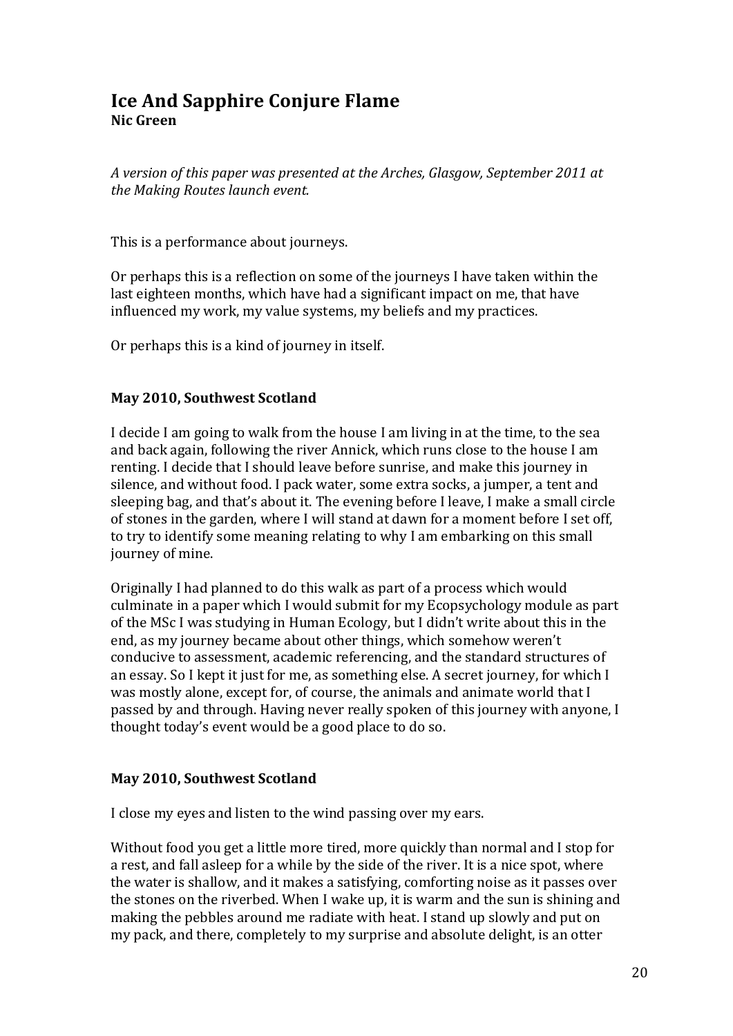# Ice And Sapphire Conjure Flame

**Nic Green**

*A version of this paper was presented at the Arches, Glasgow, September 2011 at the Making Routes launch event.*

This is a performance about journeys.

Or perhaps this is a reflection on some of the journeys I have taken within the last eighteen months, which have had a significant impact on me, that have influenced my work, my value systems, my beliefs and my practices.

Or perhaps this is a kind of journey in itself.

### May 2010, Southwest Scotland

I decide I am going to walk from the house I am living in at the time, to the sea and back again, following the river Annick, which runs close to the house I am renting. I decide that I should leave before sunrise, and make this journey in silence, and without food. I pack water, some extra socks, a jumper, a tent and sleeping bag, and that's about it. The evening before I leave, I make a small circle of stones in the garden, where I will stand at dawn for a moment before I set off, to try to identify some meaning relating to why I am embarking on this small journey of mine.

Originally I had planned to do this walk as part of a process which would culminate in a paper which I would submit for my Ecopsychology module as part of the MSc I was studying in Human Ecology, but I didn't write about this in the end, as my journey became about other things, which somehow weren't conducive to assessment, academic referencing, and the standard structures of an essay. So I kept it just for me, as something else. A secret journey, for which I was mostly alone, except for, of course, the animals and animate world that I passed by and through. Having never really spoken of this journey with anyone, I thought today's event would be a good place to do so.

### May 2010, Southwest Scotland

I close my eyes and listen to the wind passing over my ears.

Without food you get a little more tired, more quickly than normal and I stop for a rest, and fall asleep for a while by the side of the river. It is a nice spot, where the water is shallow, and it makes a satisfying, comforting noise as it passes over the stones on the riverbed. When I wake up, it is warm and the sun is shining and making the pebbles around me radiate with heat. I stand up slowly and put on my pack, and there, completely to my surprise and absolute delight, is an otter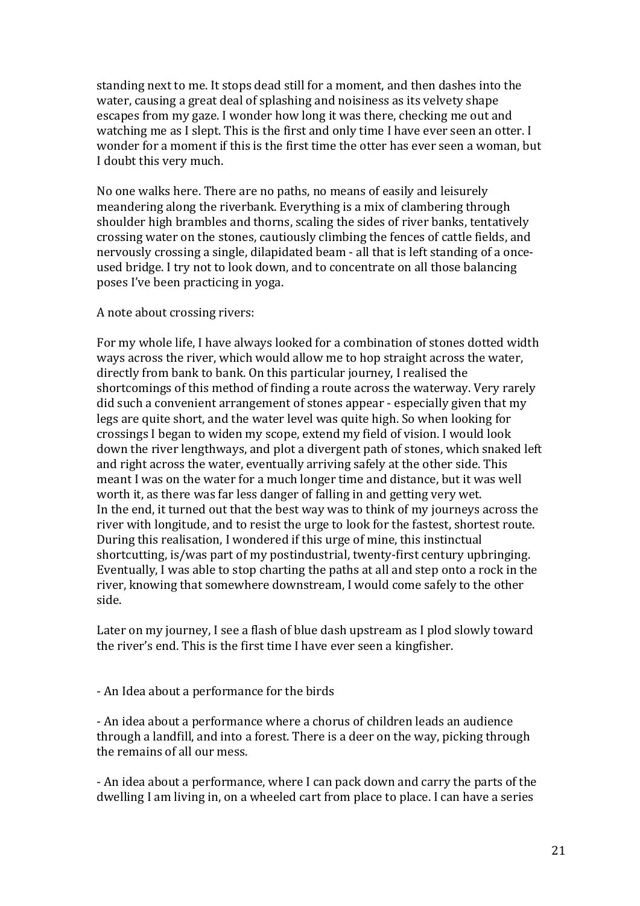standing next to me. It stops dead still for a moment, and then dashes into the water, causing a great deal of splashing and noisiness as its velvety shape escapes from my gaze. I wonder how long it was there, checking me out and watching me as I slept. This is the first and only time I have ever seen an otter. I wonder for a moment if this is the first time the otter has ever seen a woman, but I doubt this very much.

No one walks here. There are no paths, no means of easily and leisurely meandering along the riverbank. Everything is a mix of clambering through shoulder high brambles and thorns, scaling the sides of river banks, tentatively crossing water on the stones, cautiously climbing the fences of cattle fields, and nervously crossing a single, dilapidated beam - all that is left standing of a once-used bridge. I try not to look down, and to concentrate on all those balancing poses I've been practicing in yoga.

A note about crossing rivers:

For my whole life, I have always looked for a combination of stones dotted width ways across the river, which would allow me to hop straight across the water, directly from bank to bank. On this particular journey, I realised the shortcomings of this method of finding a route across the waterway. Very rarely did such a convenient arrangement of stones appear - especially given that my legs are quite short, and the water level was quite high. So when looking for crossings I began to widen my scope, extend my field of vision. I would look down the river lengthways, and plot a divergent path of stones, which snaked left and right across the water, eventually arriving safely at the other side. This meant I was on the water for a much longer time and distance, but it was well worth it, as there was far less danger of falling in and getting very wet.
In the end, it turned out that the best way was to think of my journeys across the river with longitude, and to resist the urge to look for the fastest, shortest route. During this realisation, I wondered if this urge of mine, this instinctual shortcutting, is/was part of my postindustrial, twenty-first century upbringing. Eventually, I was able to stop charting the paths at all and step onto a rock in the river, knowing that somewhere downstream, I would come safely to the other side.

Later on my journey, I see a flash of blue dash upstream as I plod slowly toward the river's end. This is the first time I have ever seen a kingfisher.

- An Idea about a performance for the birds

- An idea about a performance where a chorus of children leads an audience through a landfill, and into a forest. There is a deer on the way, picking through the remains of all our mess.

- An idea about a performance, where I can pack down and carry the parts of the dwelling I am living in, on a wheeled cart from place to place. I can have a series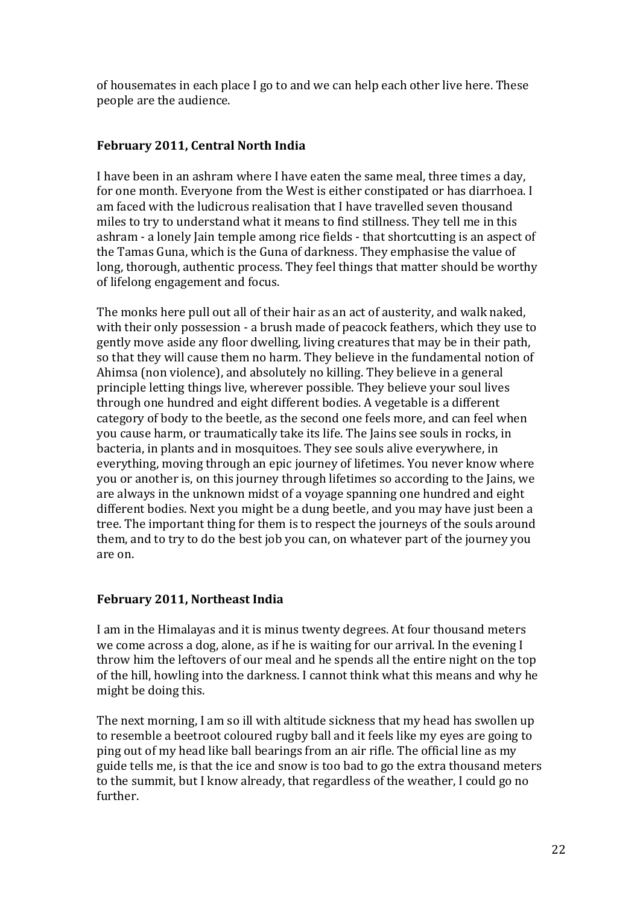of housemates in each place I go to and we can help each other live here. These people are the audience.

**February 2011, Central North India**

I have been in an ashram where I have eaten the same meal, three times a day, for one month. Everyone from the West is either constipated or has diarrhoea. I am faced with the ludicrous realisation that I have travelled seven thousand miles to try to understand what it means to find stillness. They tell me in this ashram - a lonely Jain temple among rice fields - that shortcutting is an aspect of the Tamas Guna, which is the Guna of darkness. They emphasise the value of long, thorough, authentic process. They feel things that matter should be worthy of lifelong engagement and focus.

The monks here pull out all of their hair as an act of austerity, and walk naked, with their only possession - a brush made of peacock feathers, which they use to gently move aside any floor dwelling, living creatures that may be in their path, so that they will cause them no harm. They believe in the fundamental notion of Ahimsa (non violence), and absolutely no killing. They believe in a general principle letting things live, wherever possible. They believe your soul lives through one hundred and eight different bodies. A vegetable is a different category of body to the beetle, as the second one feels more, and can feel when you cause harm, or traumatically take its life. The Jains see souls in rocks, in bacteria, in plants and in mosquitoes. They see souls alive everywhere, in everything, moving through an epic journey of lifetimes. You never know where you or another is, on this journey through lifetimes so according to the Jains, we are always in the unknown midst of a voyage spanning one hundred and eight different bodies. Next you might be a dung beetle, and you may have just been a tree. The important thing for them is to respect the journeys of the souls around them, and to try to do the best job you can, on whatever part of the journey you are on.

**February 2011, Northeast India**

I am in the Himalayas and it is minus twenty degrees. At four thousand meters we come across a dog, alone, as if he is waiting for our arrival. In the evening I throw him the leftovers of our meal and he spends all the entire night on the top of the hill, howling into the darkness. I cannot think what this means and why he might be doing this.

The next morning, I am so ill with altitude sickness that my head has swollen up to resemble a beetroot coloured rugby ball and it feels like my eyes are going to ping out of my head like ball bearings from an air rifle. The official line as my guide tells me, is that the ice and snow is too bad to go the extra thousand meters to the summit, but I know already, that regardless of the weather, I could go no further.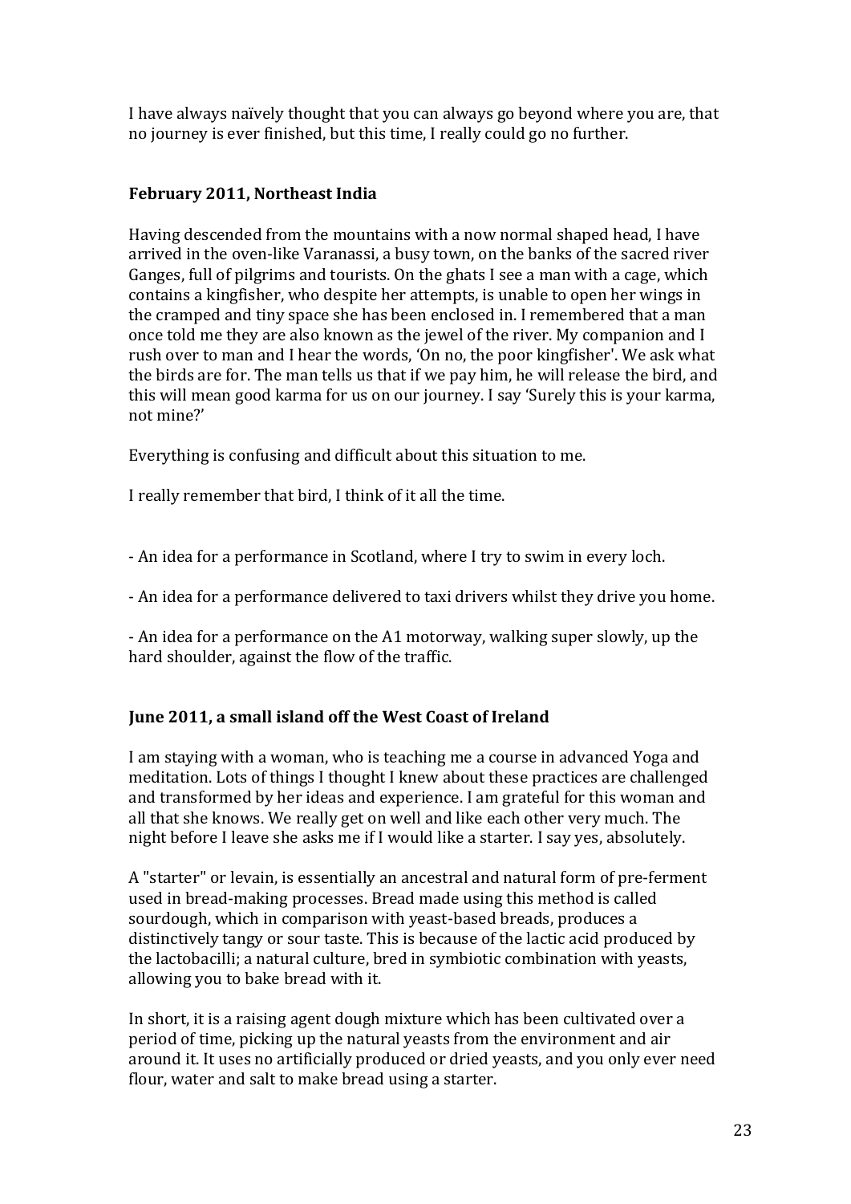I have always naïvely thought that you can always go beyond where you are, that no journey is ever finished, but this time, I really could go no further.

**February 2011, Northeast India**

Having descended from the mountains with a now normal shaped head, I have arrived in the oven-like Varanassi, a busy town, on the banks of the sacred river Ganges, full of pilgrims and tourists. On the ghats I see a man with a cage, which contains a kingfisher, who despite her attempts, is unable to open her wings in the cramped and tiny space she has been enclosed in. I remembered that a man once told me they are also known as the jewel of the river. My companion and I rush over to man and I hear the words, 'On no, the poor kingfisher'. We ask what the birds are for. The man tells us that if we pay him, he will release the bird, and this will mean good karma for us on our journey. I say 'Surely this is your karma, not mine?'

Everything is confusing and difficult about this situation to me.

I really remember that bird, I think of it all the time.

- An idea for a performance in Scotland, where I try to swim in every loch.

- An idea for a performance delivered to taxi drivers whilst they drive you home.

- An idea for a performance on the A1 motorway, walking super slowly, up the hard shoulder, against the flow of the traffic.

**June 2011, a small island off the West Coast of Ireland**

I am staying with a woman, who is teaching me a course in advanced Yoga and meditation. Lots of things I thought I knew about these practices are challenged and transformed by her ideas and experience. I am grateful for this woman and all that she knows. We really get on well and like each other very much. The night before I leave she asks me if I would like a starter. I say yes, absolutely.

A "starter" or levain, is essentially an ancestral and natural form of pre-ferment used in bread-making processes. Bread made using this method is called sourdough, which in comparison with yeast-based breads, produces a distinctively tangy or sour taste. This is because of the lactic acid produced by the lactobacilli; a natural culture, bred in symbiotic combination with yeasts, allowing you to bake bread with it.

In short, it is a raising agent dough mixture which has been cultivated over a period of time, picking up the natural yeasts from the environment and air around it. It uses no artificially produced or dried yeasts, and you only ever need flour, water and salt to make bread using a starter.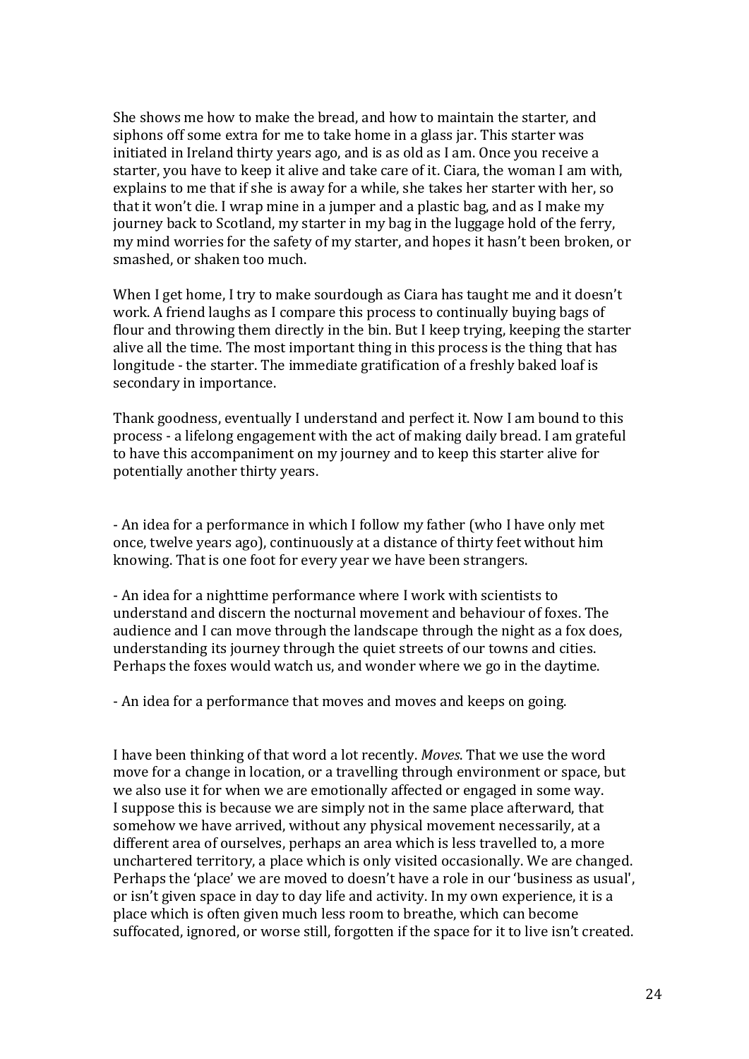She shows me how to make the bread, and how to maintain the starter, and siphons off some extra for me to take home in a glass jar. This starter was initiated in Ireland thirty years ago, and is as old as I am. Once you receive a starter, you have to keep it alive and take care of it. Ciara, the woman I am with, explains to me that if she is away for a while, she takes her starter with her, so that it won't die. I wrap mine in a jumper and a plastic bag, and as I make my journey back to Scotland, my starter in my bag in the luggage hold of the ferry, my mind worries for the safety of my starter, and hopes it hasn't been broken, or smashed, or shaken too much.

When I get home, I try to make sourdough as Ciara has taught me and it doesn't work. A friend laughs as I compare this process to continually buying bags of flour and throwing them directly in the bin. But I keep trying, keeping the starter alive all the time. The most important thing in this process is the thing that has longitude - the starter. The immediate gratification of a freshly baked loaf is secondary in importance.

Thank goodness, eventually I understand and perfect it. Now I am bound to this process - a lifelong engagement with the act of making daily bread. I am grateful to have this accompaniment on my journey and to keep this starter alive for potentially another thirty years.

- An idea for a performance in which I follow my father (who I have only met once, twelve years ago), continuously at a distance of thirty feet without him knowing. That is one foot for every year we have been strangers.

- An idea for a nighttime performance where I work with scientists to understand and discern the nocturnal movement and behaviour of foxes. The audience and I can move through the landscape through the night as a fox does, understanding its journey through the quiet streets of our towns and cities. Perhaps the foxes would watch us, and wonder where we go in the daytime.

- An idea for a performance that moves and moves and keeps on going.

I have been thinking of that word a lot recently. *Moves*. That we use the word move for a change in location, or a travelling through environment or space, but we also use it for when we are emotionally affected or engaged in some way. I suppose this is because we are simply not in the same place afterward, that somehow we have arrived, without any physical movement necessarily, at a different area of ourselves, perhaps an area which is less travelled to, a more unchartered territory, a place which is only visited occasionally. We are changed. Perhaps the 'place' we are moved to doesn't have a role in our 'business as usual', or isn't given space in day to day life and activity. In my own experience, it is a place which is often given much less room to breathe, which can become suffocated, ignored, or worse still, forgotten if the space for it to live isn't created.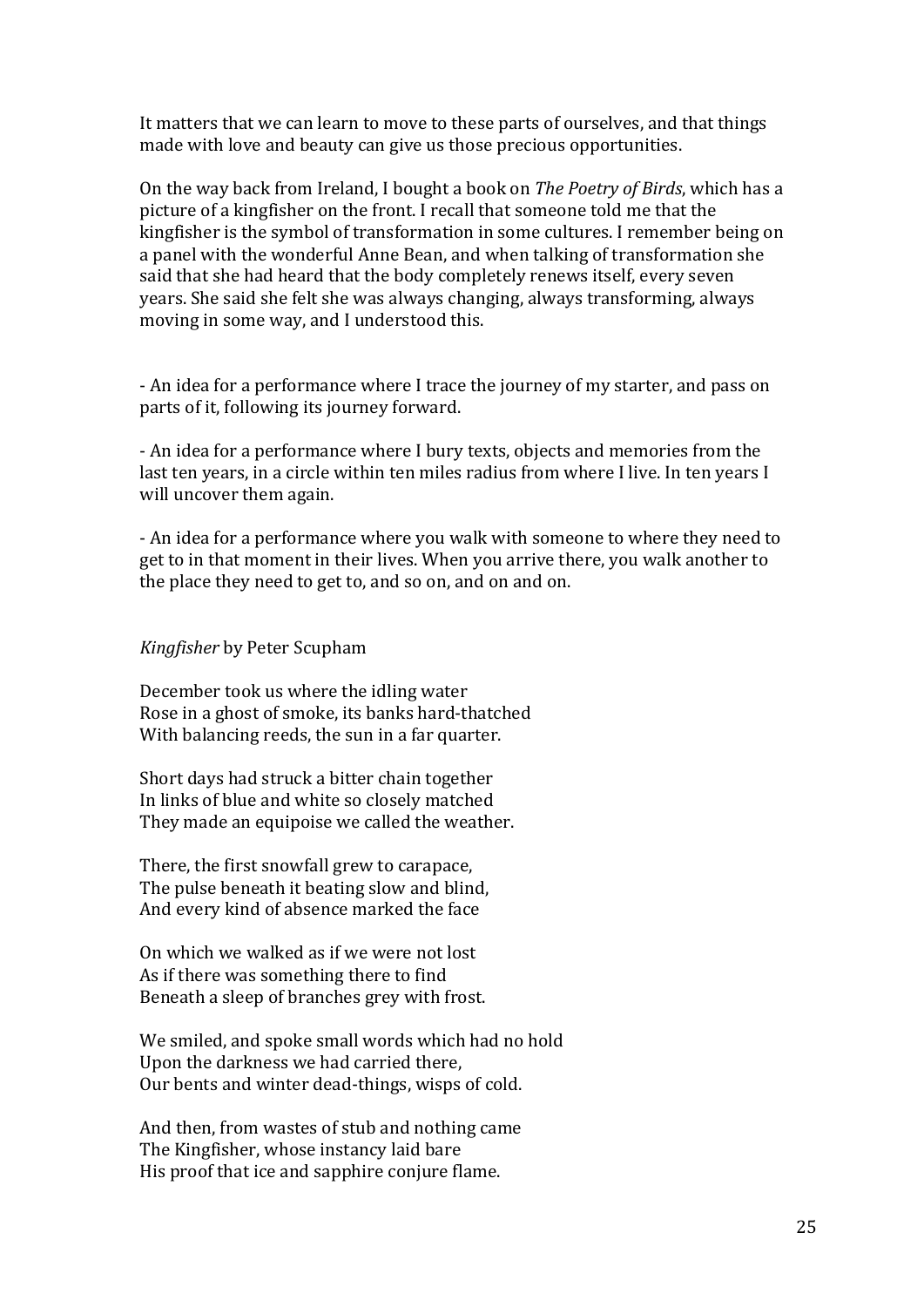It matters that we can learn to move to these parts of ourselves, and that things made with love and beauty can give us those precious opportunities.

On the way back from Ireland, I bought a book on *The Poetry of Birds*, which has a picture of a kingfisher on the front. I recall that someone told me that the kingfisher is the symbol of transformation in some cultures. I remember being on a panel with the wonderful Anne Bean, and when talking of transformation she said that she had heard that the body completely renews itself, every seven years. She said she felt she was always changing, always transforming, always moving in some way, and I understood this.

- An idea for a performance where I trace the journey of my starter, and pass on parts of it, following its journey forward.

- An idea for a performance where I bury texts, objects and memories from the last ten years, in a circle within ten miles radius from where I live. In ten years I will uncover them again.

- An idea for a performance where you walk with someone to where they need to get to in that moment in their lives. When you arrive there, you walk another to the place they need to get to, and so on, and on and on.

*Kingfisher* by Peter Scupham

December took us where the idling water  
Rose in a ghost of smoke, its banks hard-thatched  
With balancing reeds, the sun in a far quarter.

Short days had struck a bitter chain together  
In links of blue and white so closely matched  
They made an equipoise we called the weather.

There, the first snowfall grew to carapace,  
The pulse beneath it beating slow and blind,  
And every kind of absence marked the face

On which we walked as if we were not lost  
As if there was something there to find  
Beneath a sleep of branches grey with frost.

We smiled, and spoke small words which had no hold  
Upon the darkness we had carried there,  
Our bents and winter dead-things, wisps of cold.

And then, from wastes of stub and nothing came  
The Kingfisher, whose instancy laid bare  
His proof that ice and sapphire conjure flame.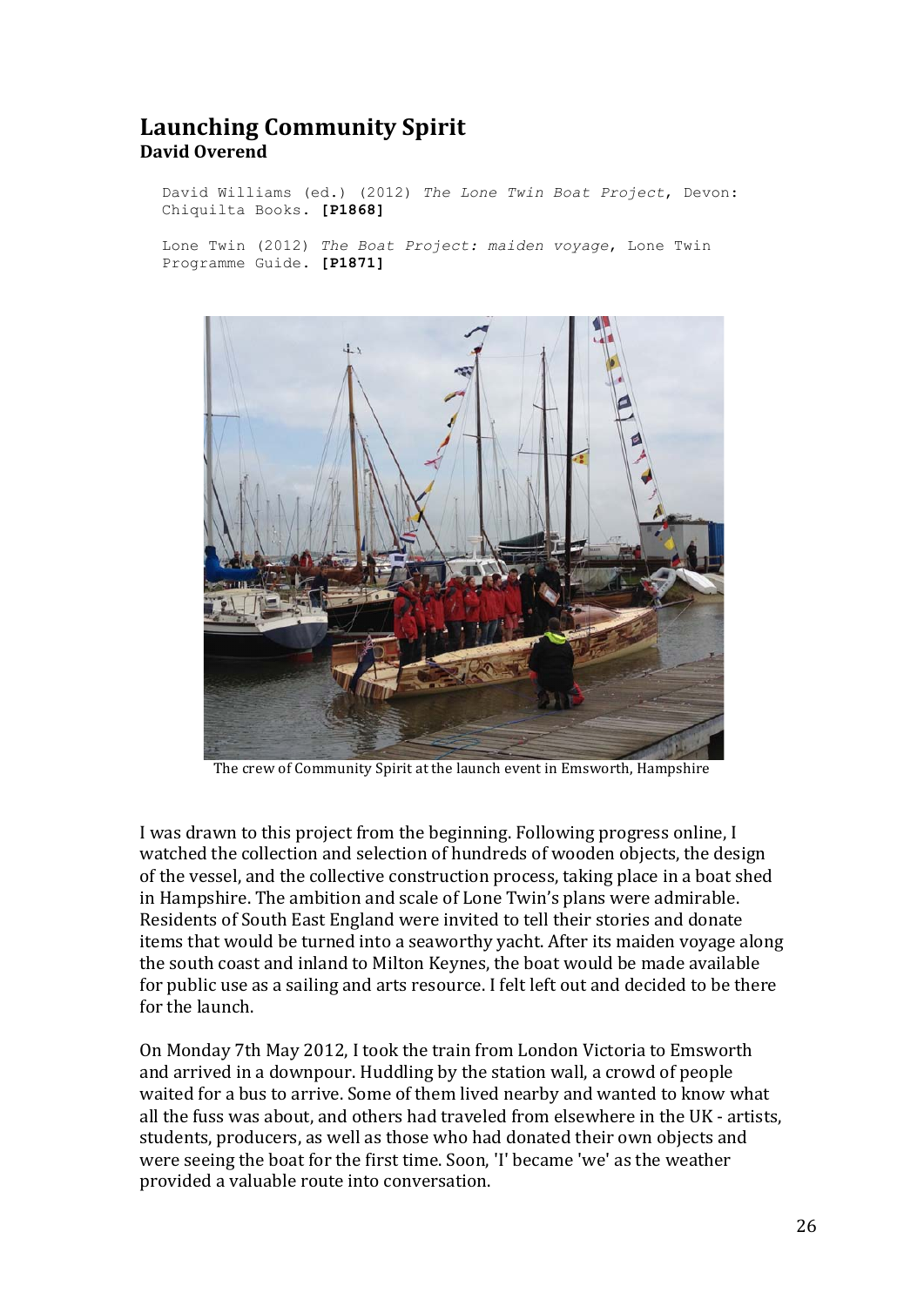# Launching Community Spirit

**David Overend**

David Williams (ed.) (2012) *The Lone Twin Boat Project*, Devon: Chiquilta Books. **[P1868]**

Lone Twin (2012) *The Boat Project: maiden voyage*, Lone Twin Programme Guide. **[P1871]**

The crew of Community Spirit at the launch event in Emsworth, Hampshire

I was drawn to this project from the beginning. Following progress online, I watched the collection and selection of hundreds of wooden objects, the design of the vessel, and the collective construction process, taking place in a boat shed in Hampshire. The ambition and scale of Lone Twin's plans were admirable. Residents of South East England were invited to tell their stories and donate items that would be turned into a seaworthy yacht. After its maiden voyage along the south coast and inland to Milton Keynes, the boat would be made available for public use as a sailing and arts resource. I felt left out and decided to be there for the launch.

On Monday 7th May 2012, I took the train from London Victoria to Emsworth and arrived in a downpour. Huddling by the station wall, a crowd of people waited for a bus to arrive. Some of them lived nearby and wanted to know what all the fuss was about, and others had traveled from elsewhere in the UK - artists, students, producers, as well as those who had donated their own objects and were seeing the boat for the first time. Soon, 'I' became 'we' as the weather provided a valuable route into conversation.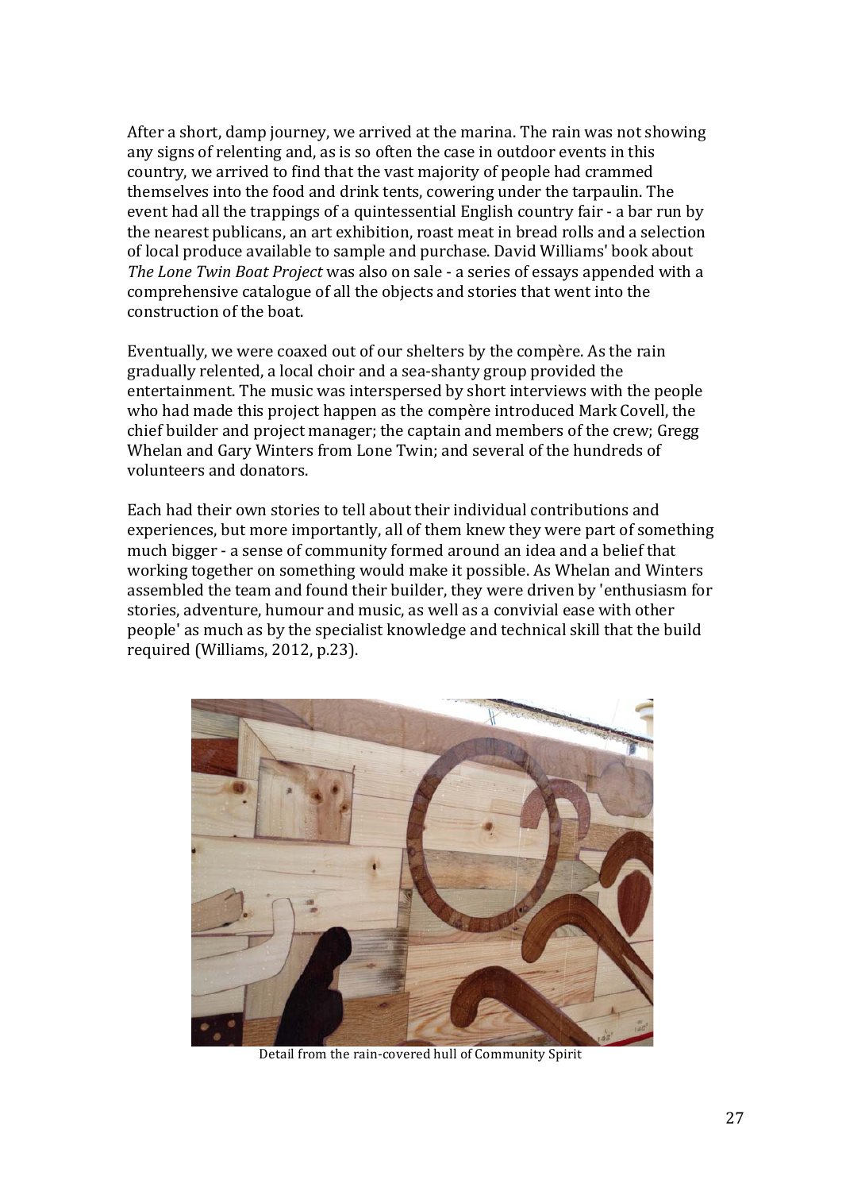After a short, damp journey, we arrived at the marina. The rain was not showing any signs of relenting and, as is so often the case in outdoor events in this country, we arrived to find that the vast majority of people had crammed themselves into the food and drink tents, cowering under the tarpaulin. The event had all the trappings of a quintessential English country fair - a bar run by the nearest publicans, an art exhibition, roast meat in bread rolls and a selection of local produce available to sample and purchase. David Williams' book about *The Lone Twin Boat Project* was also on sale - a series of essays appended with a comprehensive catalogue of all the objects and stories that went into the construction of the boat.

Eventually, we were coaxed out of our shelters by the compère. As the rain gradually relented, a local choir and a sea-shanty group provided the entertainment. The music was interspersed by short interviews with the people who had made this project happen as the compère introduced Mark Covell, the chief builder and project manager; the captain and members of the crew; Gregg Whelan and Gary Winters from Lone Twin; and several of the hundreds of volunteers and donators.

Each had their own stories to tell about their individual contributions and experiences, but more importantly, all of them knew they were part of something much bigger - a sense of community formed around an idea and a belief that working together on something would make it possible. As Whelan and Winters assembled the team and found their builder, they were driven by 'enthusiasm for stories, adventure, humour and music, as well as a convivial ease with other people' as much as by the specialist knowledge and technical skill that the build required (Williams, 2012, p.23).

Detail from the rain-covered hull of Community Spirit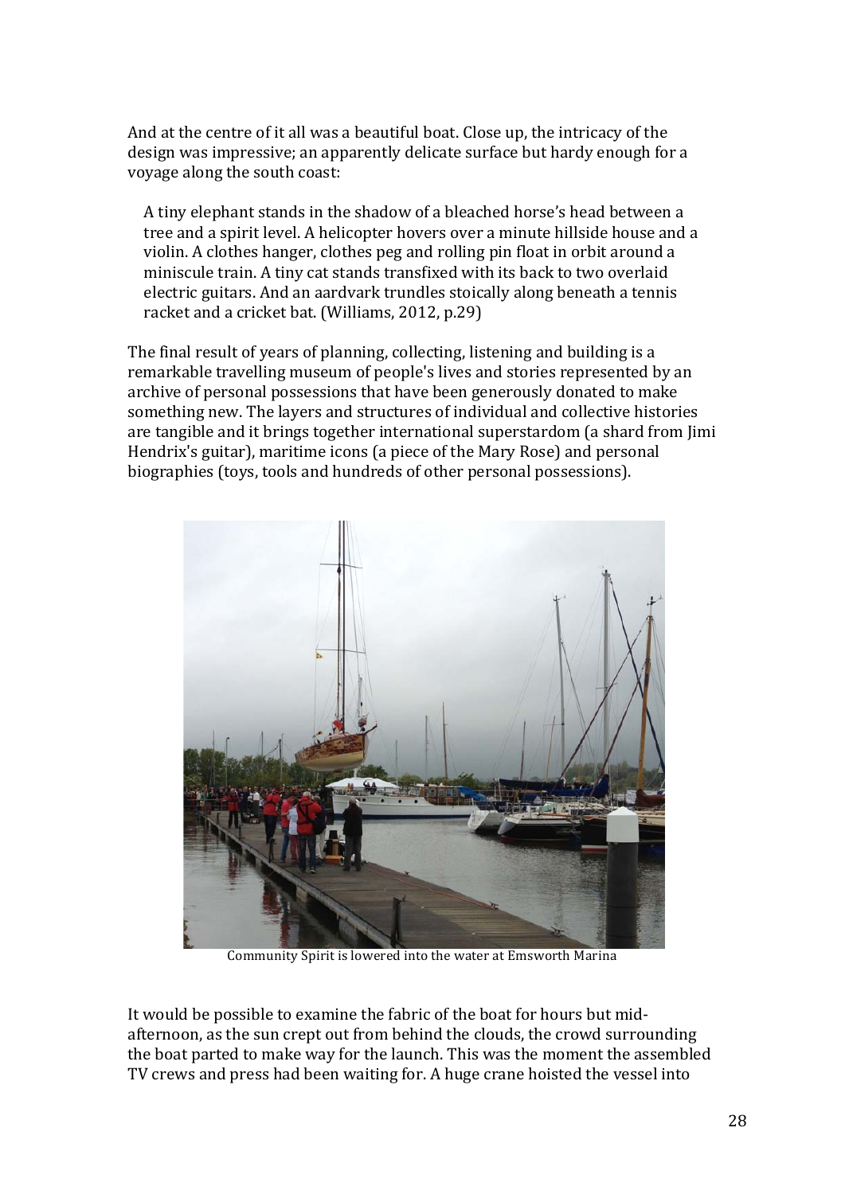And at the centre of it all was a beautiful boat. Close up, the intricacy of the design was impressive; an apparently delicate surface but hardy enough for a voyage along the south coast:

> A tiny elephant stands in the shadow of a bleached horse's head between a tree and a spirit level. A helicopter hovers over a minute hillside house and a violin. A clothes hanger, clothes peg and rolling pin float in orbit around a miniscule train. A tiny cat stands transfixed with its back to two overlaid electric guitars. And an aardvark trundles stoically along beneath a tennis racket and a cricket bat. (Williams, 2012, p.29)

The final result of years of planning, collecting, listening and building is a remarkable travelling museum of people's lives and stories represented by an archive of personal possessions that have been generously donated to make something new. The layers and structures of individual and collective histories are tangible and it brings together international superstardom (a shard from Jimi Hendrix's guitar), maritime icons (a piece of the Mary Rose) and personal biographies (toys, tools and hundreds of other personal possessions).

Community Spirit is lowered into the water at Emsworth Marina

It would be possible to examine the fabric of the boat for hours but mid-afternoon, as the sun crept out from behind the clouds, the crowd surrounding the boat parted to make way for the launch. This was the moment the assembled TV crews and press had been waiting for. A huge crane hoisted the vessel into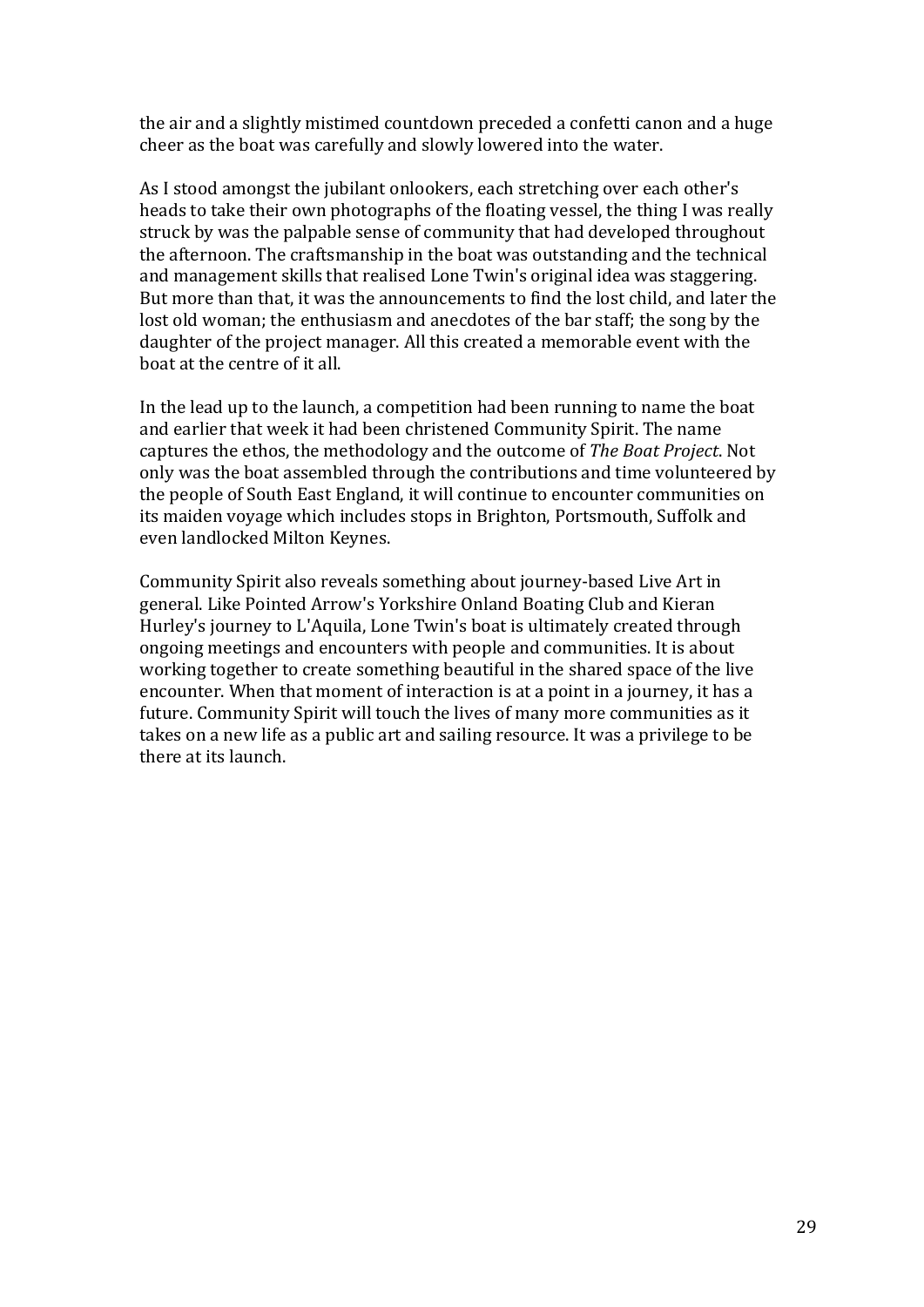the air and a slightly mistimed countdown preceded a confetti canon and a huge cheer as the boat was carefully and slowly lowered into the water.

As I stood amongst the jubilant onlookers, each stretching over each other's heads to take their own photographs of the floating vessel, the thing I was really struck by was the palpable sense of community that had developed throughout the afternoon. The craftsmanship in the boat was outstanding and the technical and management skills that realised Lone Twin's original idea was staggering. But more than that, it was the announcements to find the lost child, and later the lost old woman; the enthusiasm and anecdotes of the bar staff; the song by the daughter of the project manager. All this created a memorable event with the boat at the centre of it all.

In the lead up to the launch, a competition had been running to name the boat and earlier that week it had been christened Community Spirit. The name captures the ethos, the methodology and the outcome of *The Boat Project*. Not only was the boat assembled through the contributions and time volunteered by the people of South East England, it will continue to encounter communities on its maiden voyage which includes stops in Brighton, Portsmouth, Suffolk and even landlocked Milton Keynes.

Community Spirit also reveals something about journey-based Live Art in general. Like Pointed Arrow's Yorkshire Onland Boating Club and Kieran Hurley's journey to L'Aquila, Lone Twin's boat is ultimately created through ongoing meetings and encounters with people and communities. It is about working together to create something beautiful in the shared space of the live encounter. When that moment of interaction is at a point in a journey, it has a future. Community Spirit will touch the lives of many more communities as it takes on a new life as a public art and sailing resource. It was a privilege to be there at its launch.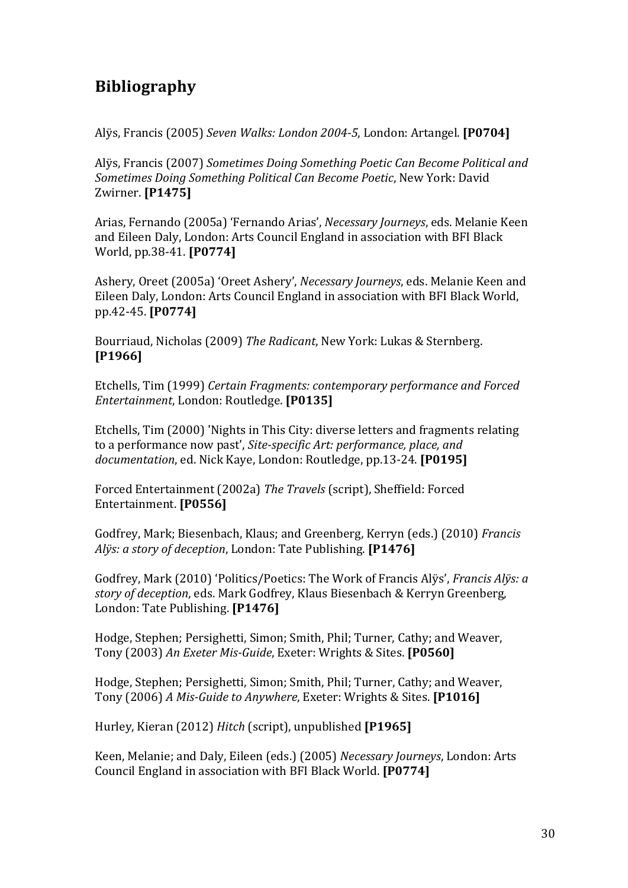## Bibliography

Alÿs, Francis (2005) *Seven Walks: London 2004-5*, London: Artangel. **[P0704]**

Alÿs, Francis (2007) *Sometimes Doing Something Poetic Can Become Political and Sometimes Doing Something Political Can Become Poetic*, New York: David Zwirner. **[P1475]**

Arias, Fernando (2005a) 'Fernando Arias', *Necessary Journeys*, eds. Melanie Keen and Eileen Daly, London: Arts Council England in association with BFI Black World, pp.38-41. **[P0774]**

Ashery, Oreet (2005a) 'Oreet Ashery', *Necessary Journeys*, eds. Melanie Keen and Eileen Daly, London: Arts Council England in association with BFI Black World, pp.42-45. **[P0774]**

Bourriaud, Nicholas (2009) *The Radicant*, New York: Lukas & Sternberg. **[P1966]**

Etchells, Tim (1999) *Certain Fragments: contemporary performance and Forced Entertainment*, London: Routledge. **[P0135]**

Etchells, Tim (2000) 'Nights in This City: diverse letters and fragments relating to a performance now past', *Site-specific Art: performance, place, and documentation*, ed. Nick Kaye, London: Routledge, pp.13-24. **[P0195]**

Forced Entertainment (2002a) *The Travels* (script), Sheffield: Forced Entertainment. **[P0556]**

Godfrey, Mark; Biesenbach, Klaus; and Greenberg, Kerryn (eds.) (2010) *Francis Alÿs: a story of deception*, London: Tate Publishing. **[P1476]**

Godfrey, Mark (2010) 'Politics/Poetics: The Work of Francis Alÿs', *Francis Alÿs: a story of deception*, eds. Mark Godfrey, Klaus Biesenbach & Kerryn Greenberg, London: Tate Publishing. **[P1476]**

Hodge, Stephen; Persighetti, Simon; Smith, Phil; Turner, Cathy; and Weaver, Tony (2003) *An Exeter Mis-Guide*, Exeter: Wrights & Sites. **[P0560]**

Hodge, Stephen; Persighetti, Simon; Smith, Phil; Turner, Cathy; and Weaver, Tony (2006) *A Mis-Guide to Anywhere*, Exeter: Wrights & Sites. **[P1016]**

Hurley, Kieran (2012) *Hitch* (script), unpublished **[P1965]**

Keen, Melanie; and Daly, Eileen (eds.) (2005) *Necessary Journeys*, London: Arts Council England in association with BFI Black World. **[P0774]**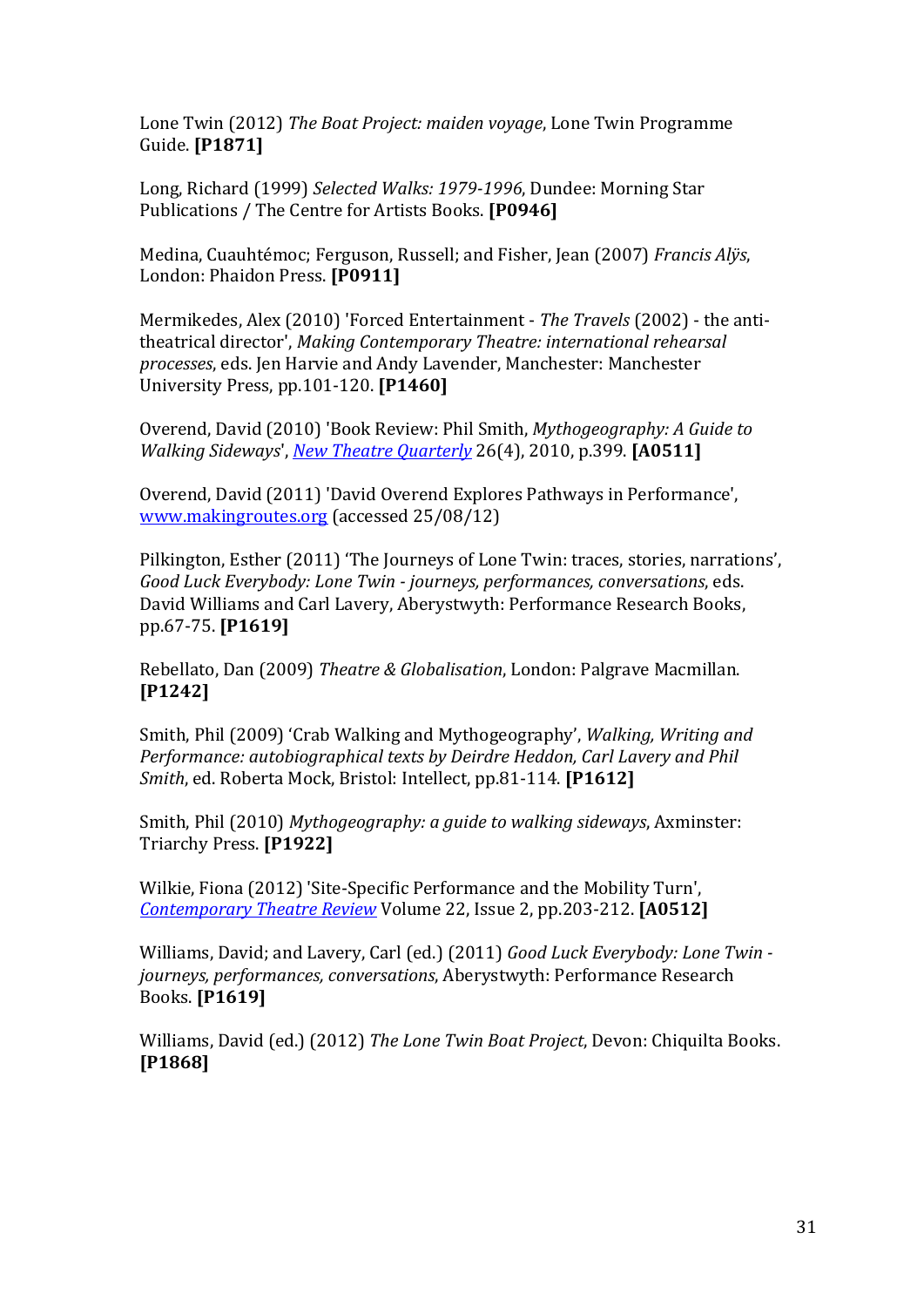Lone Twin (2012) *The Boat Project: maiden voyage*, Lone Twin Programme Guide. **[P1871]**

Long, Richard (1999) *Selected Walks: 1979-1996*, Dundee: Morning Star Publications / The Centre for Artists Books. **[P0946]**

Medina, Cuauhtémoc; Ferguson, Russell; and Fisher, Jean (2007) *Francis Alÿs*, London: Phaidon Press. **[P0911]**

Mermikedes, Alex (2010) 'Forced Entertainment - *The Travels* (2002) - the anti-theatrical director', *Making Contemporary Theatre: international rehearsal processes*, eds. Jen Harvie and Andy Lavender, Manchester: Manchester University Press, pp.101-120. **[P1460]**

Overend, David (2010) 'Book Review: Phil Smith, *Mythogeography: A Guide to Walking Sideways*', *New Theatre Quarterly* 26(4), 2010, p.399. **[A0511]**

Overend, David (2011) 'David Overend Explores Pathways in Performance', www.makingroutes.org (accessed 25/08/12)

Pilkington, Esther (2011) 'The Journeys of Lone Twin: traces, stories, narrations', *Good Luck Everybody: Lone Twin - journeys, performances, conversations*, eds. David Williams and Carl Lavery, Aberystwyth: Performance Research Books, pp.67-75. **[P1619]**

Rebellato, Dan (2009) *Theatre & Globalisation*, London: Palgrave Macmillan. **[P1242]**

Smith, Phil (2009) 'Crab Walking and Mythogeography', *Walking, Writing and Performance: autobiographical texts by Deirdre Heddon, Carl Lavery and Phil Smith*, ed. Roberta Mock, Bristol: Intellect, pp.81-114. **[P1612]**

Smith, Phil (2010) *Mythogeography: a guide to walking sideways*, Axminster: Triarchy Press. **[P1922]**

Wilkie, Fiona (2012) 'Site-Specific Performance and the Mobility Turn', *Contemporary Theatre Review* Volume 22, Issue 2, pp.203-212. **[A0512]**

Williams, David; and Lavery, Carl (ed.) (2011) *Good Luck Everybody: Lone Twin - journeys, performances, conversations*, Aberystwyth: Performance Research Books. **[P1619]**

Williams, David (ed.) (2012) *The Lone Twin Boat Project*, Devon: Chiquilta Books. **[P1868]**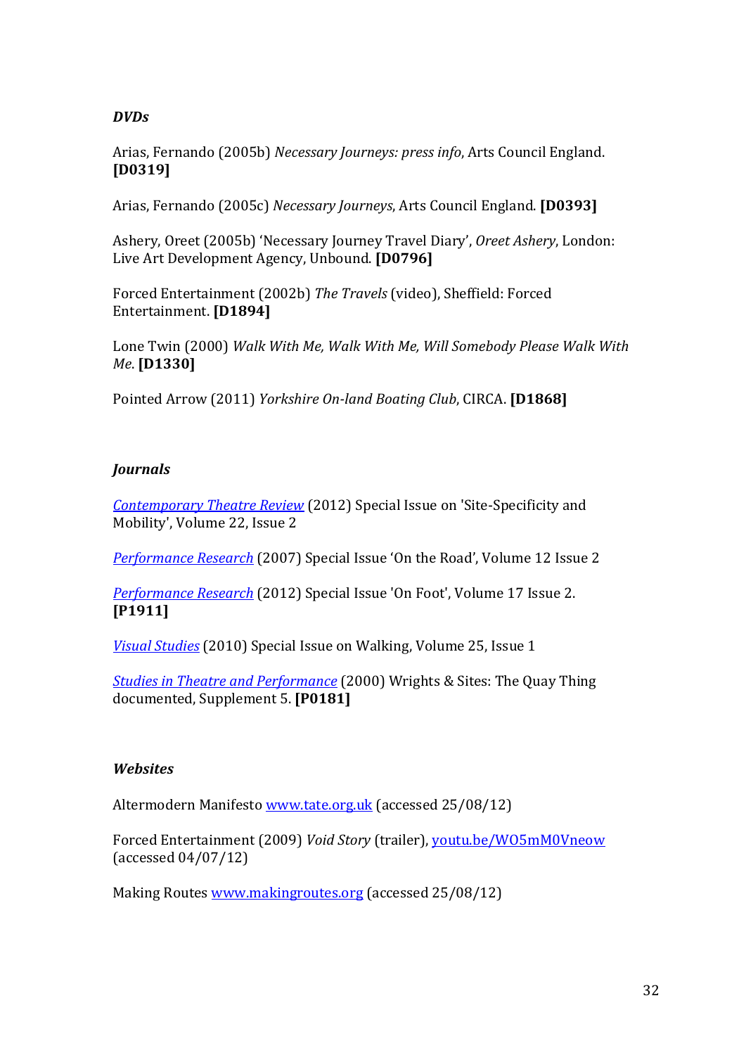### *DVDs*

Arias, Fernando (2005b) *Necessary Journeys: press info*, Arts Council England. **[D0319]**

Arias, Fernando (2005c) *Necessary Journeys*, Arts Council England. **[D0393]**

Ashery, Oreet (2005b) 'Necessary Journey Travel Diary', *Oreet Ashery*, London: Live Art Development Agency, Unbound. **[D0796]**

Forced Entertainment (2002b) *The Travels* (video), Sheffield: Forced Entertainment. **[D1894]**

Lone Twin (2000) *Walk With Me, Walk With Me, Will Somebody Please Walk With Me*. **[D1330]**

Pointed Arrow (2011) *Yorkshire On-land Boating Club*, CIRCA. **[D1868]**

### *Journals*

*Contemporary Theatre Review* (2012) Special Issue on 'Site-Specificity and Mobility', Volume 22, Issue 2

*Performance Research* (2007) Special Issue 'On the Road', Volume 12 Issue 2

*Performance Research* (2012) Special Issue 'On Foot', Volume 17 Issue 2. **[P1911]**

*Visual Studies* (2010) Special Issue on Walking, Volume 25, Issue 1

*Studies in Theatre and Performance* (2000) Wrights & Sites: The Quay Thing documented, Supplement 5. **[P0181]**

### *Websites*

Altermodern Manifesto www.tate.org.uk (accessed 25/08/12)

Forced Entertainment (2009) *Void Story* (trailer), youtu.be/WO5mM0Vneow (accessed 04/07/12)

Making Routes www.makingroutes.org (accessed 25/08/12)